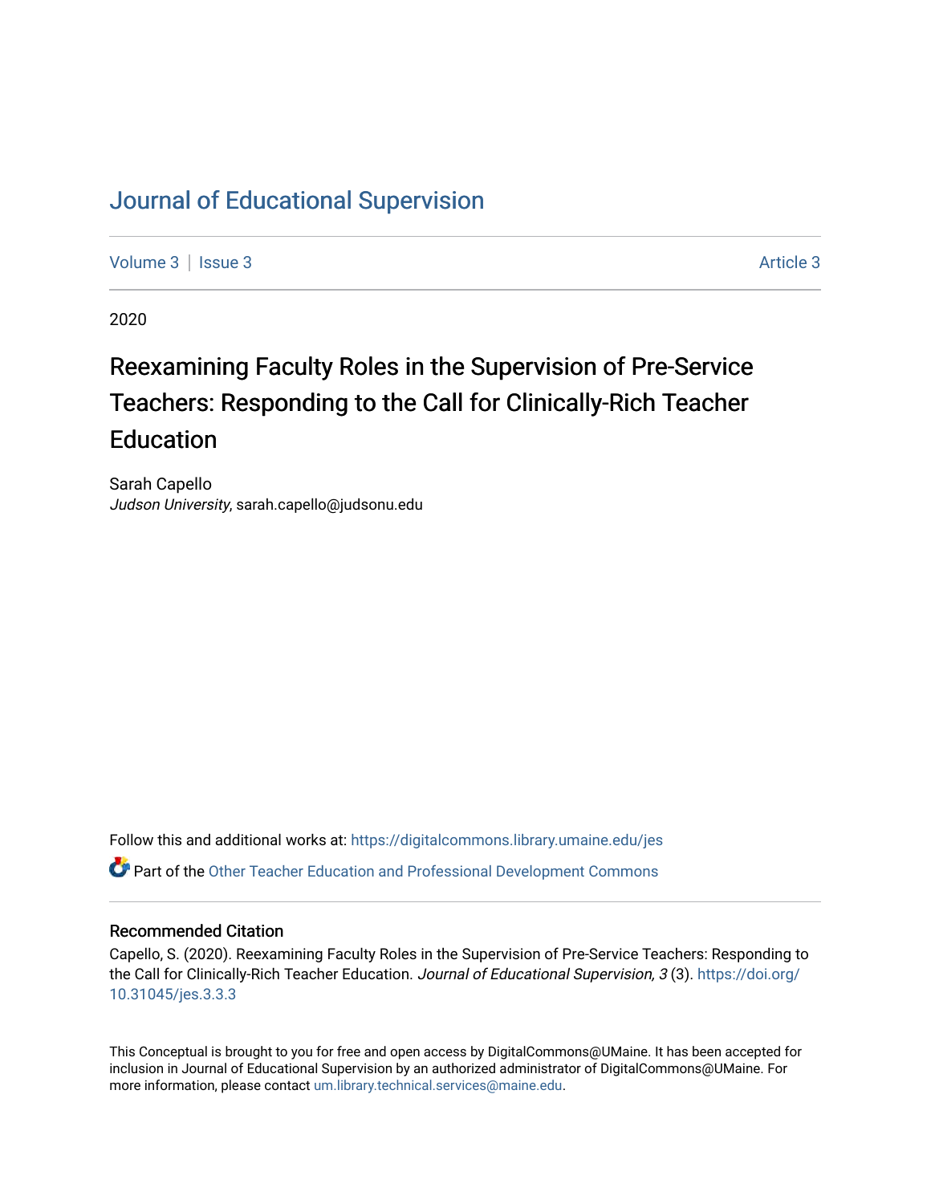# Journal of Educational Supervision

Volume 3 | Issue 3 Article 3

2020

## Reexamining Faculty Roles in the Supervision of Pre-Service Teachers: Responding to the Call for Clinically-Rich Teacher Education

Sarah Capello
*Judson University*, sarah.capello@judsonu.edu

Follow this and additional works at: https://digitalcommons.library.umaine.edu/jes

Part of the Other Teacher Education and Professional Development Commons

### Recommended Citation

Capello, S. (2020). Reexamining Faculty Roles in the Supervision of Pre-Service Teachers: Responding to the Call for Clinically-Rich Teacher Education. *Journal of Educational Supervision, 3* (3). https://doi.org/10.31045/jes.3.3.3

This Conceptual is brought to you for free and open access by DigitalCommons@UMaine. It has been accepted for inclusion in Journal of Educational Supervision by an authorized administrator of DigitalCommons@UMaine. For more information, please contact um.library.technical.services@maine.edu.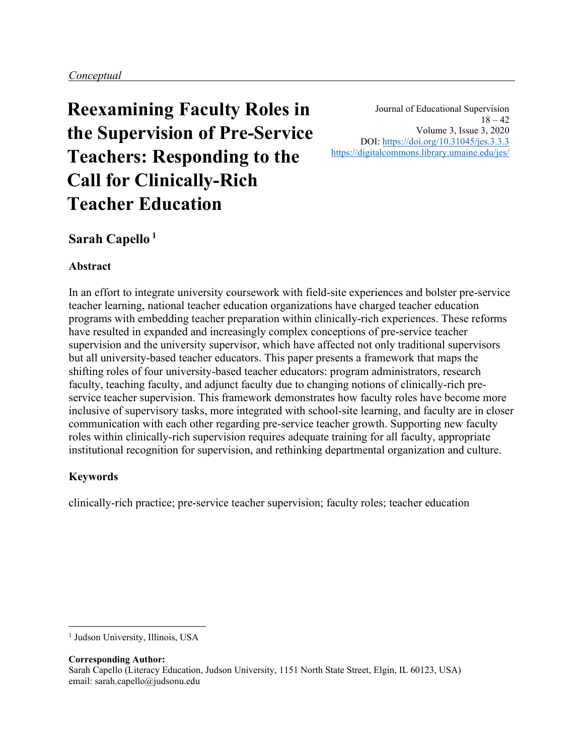*Conceptual*

# Reexamining Faculty Roles in the Supervision of Pre-Service Teachers: Responding to the Call for Clinically-Rich Teacher Education

Journal of Educational Supervision
18 – 42
Volume 3, Issue 3, 2020
DOI: https://doi.org/10.31045/jes.3.3.3
https://digitalcommons.library.umaine.edu/jes/

**Sarah Capello** [1]

### Abstract

In an effort to integrate university coursework with field-site experiences and bolster pre-service teacher learning, national teacher education organizations have charged teacher education programs with embedding teacher preparation within clinically-rich experiences. These reforms have resulted in expanded and increasingly complex conceptions of pre-service teacher supervision and the university supervisor, which have affected not only traditional supervisors but all university-based teacher educators. This paper presents a framework that maps the shifting roles of four university-based teacher educators: program administrators, research faculty, teaching faculty, and adjunct faculty due to changing notions of clinically-rich pre-service teacher supervision. This framework demonstrates how faculty roles have become more inclusive of supervisory tasks, more integrated with school-site learning, and faculty are in closer communication with each other regarding pre-service teacher growth. Supporting new faculty roles within clinically-rich supervision requires adequate training for all faculty, appropriate institutional recognition for supervision, and rethinking departmental organization and culture.

### Keywords

clinically-rich practice; pre-service teacher supervision; faculty roles; teacher education

---

[1] Judson University, Illinois, USA

**Corresponding Author:**
Sarah Capello (Literacy Education, Judson University, 1151 North State Street, Elgin, IL 60123, USA)
email: sarah.capello@judsonu.edu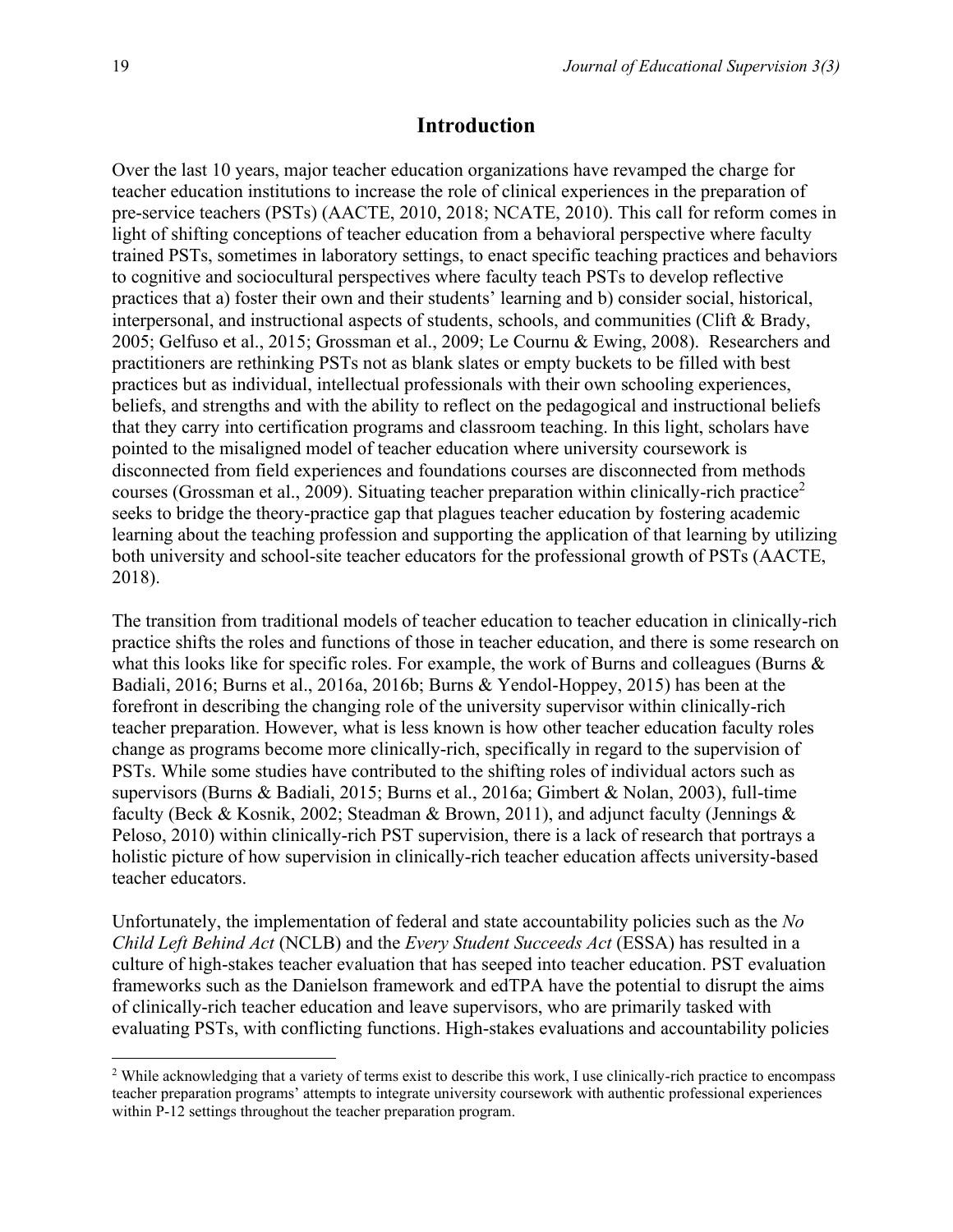## Introduction

Over the last 10 years, major teacher education organizations have revamped the charge for teacher education institutions to increase the role of clinical experiences in the preparation of pre-service teachers (PSTs) (AACTE, 2010, 2018; NCATE, 2010). This call for reform comes in light of shifting conceptions of teacher education from a behavioral perspective where faculty trained PSTs, sometimes in laboratory settings, to enact specific teaching practices and behaviors to cognitive and sociocultural perspectives where faculty teach PSTs to develop reflective practices that a) foster their own and their students' learning and b) consider social, historical, interpersonal, and instructional aspects of students, schools, and communities (Clift & Brady, 2005; Gelfuso et al., 2015; Grossman et al., 2009; Le Cournu & Ewing, 2008). Researchers and practitioners are rethinking PSTs not as blank slates or empty buckets to be filled with best practices but as individual, intellectual professionals with their own schooling experiences, beliefs, and strengths and with the ability to reflect on the pedagogical and instructional beliefs that they carry into certification programs and classroom teaching. In this light, scholars have pointed to the misaligned model of teacher education where university coursework is disconnected from field experiences and foundations courses are disconnected from methods courses (Grossman et al., 2009). Situating teacher preparation within clinically-rich practice[2] seeks to bridge the theory-practice gap that plagues teacher education by fostering academic learning about the teaching profession and supporting the application of that learning by utilizing both university and school-site teacher educators for the professional growth of PSTs (AACTE, 2018).

The transition from traditional models of teacher education to teacher education in clinically-rich practice shifts the roles and functions of those in teacher education, and there is some research on what this looks like for specific roles. For example, the work of Burns and colleagues (Burns & Badiali, 2016; Burns et al., 2016a, 2016b; Burns & Yendol-Hoppey, 2015) has been at the forefront in describing the changing role of the university supervisor within clinically-rich teacher preparation. However, what is less known is how other teacher education faculty roles change as programs become more clinically-rich, specifically in regard to the supervision of PSTs. While some studies have contributed to the shifting roles of individual actors such as supervisors (Burns & Badiali, 2015; Burns et al., 2016a; Gimbert & Nolan, 2003), full-time faculty (Beck & Kosnik, 2002; Steadman & Brown, 2011), and adjunct faculty (Jennings & Peloso, 2010) within clinically-rich PST supervision, there is a lack of research that portrays a holistic picture of how supervision in clinically-rich teacher education affects university-based teacher educators.

Unfortunately, the implementation of federal and state accountability policies such as the *No Child Left Behind Act* (NCLB) and the *Every Student Succeeds Act* (ESSA) has resulted in a culture of high-stakes teacher evaluation that has seeped into teacher education. PST evaluation frameworks such as the Danielson framework and edTPA have the potential to disrupt the aims of clinically-rich teacher education and leave supervisors, who are primarily tasked with evaluating PSTs, with conflicting functions. High-stakes evaluations and accountability policies

[2] While acknowledging that a variety of terms exist to describe this work, I use clinically-rich practice to encompass teacher preparation programs' attempts to integrate university coursework with authentic professional experiences within P-12 settings throughout the teacher preparation program.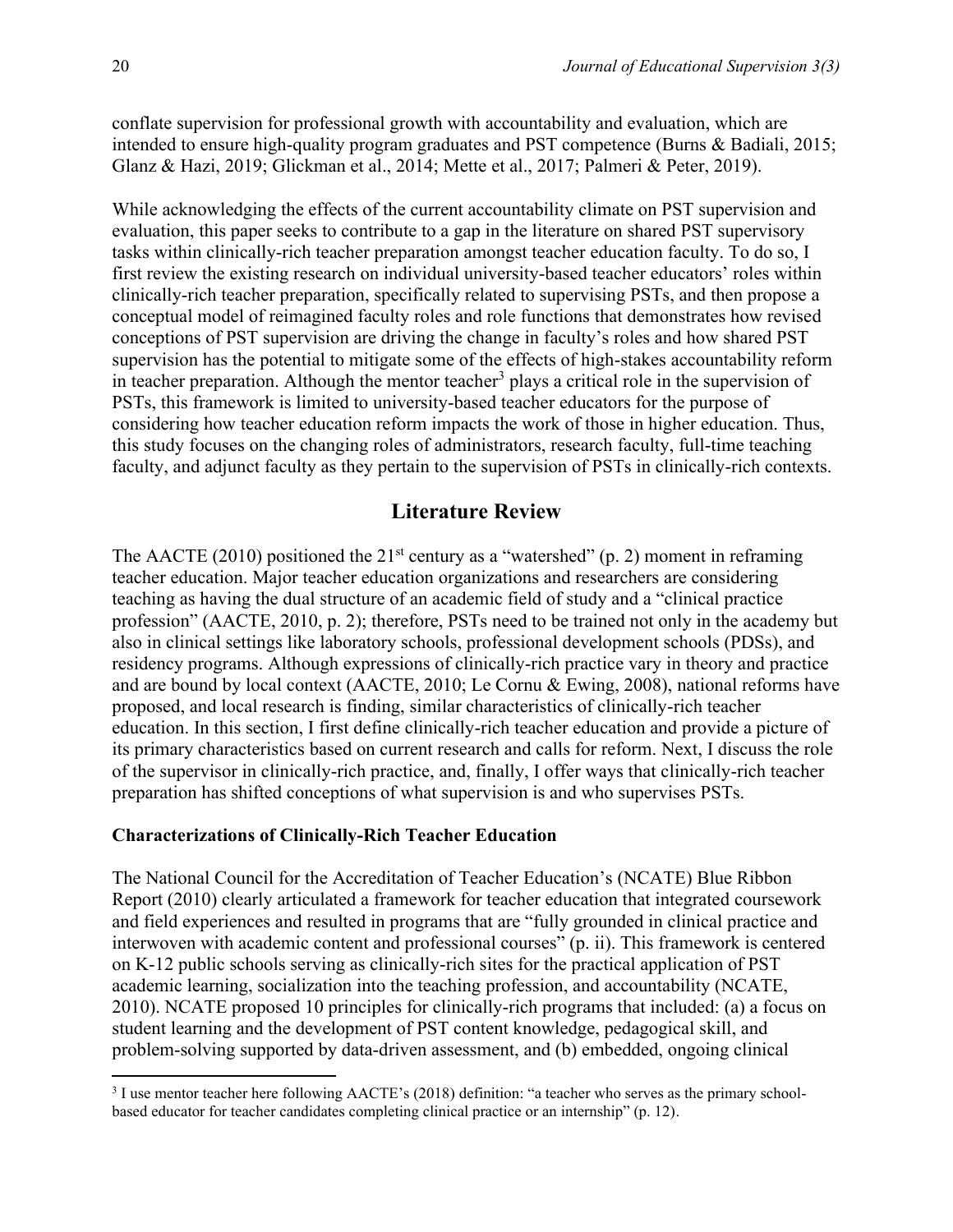conflate supervision for professional growth with accountability and evaluation, which are intended to ensure high-quality program graduates and PST competence (Burns & Badiali, 2015; Glanz & Hazi, 2019; Glickman et al., 2014; Mette et al., 2017; Palmeri & Peter, 2019).

While acknowledging the effects of the current accountability climate on PST supervision and evaluation, this paper seeks to contribute to a gap in the literature on shared PST supervisory tasks within clinically-rich teacher preparation amongst teacher education faculty. To do so, I first review the existing research on individual university-based teacher educators' roles within clinically-rich teacher preparation, specifically related to supervising PSTs, and then propose a conceptual model of reimagined faculty roles and role functions that demonstrates how revised conceptions of PST supervision are driving the change in faculty's roles and how shared PST supervision has the potential to mitigate some of the effects of high-stakes accountability reform in teacher preparation. Although the mentor teacher[3] plays a critical role in the supervision of PSTs, this framework is limited to university-based teacher educators for the purpose of considering how teacher education reform impacts the work of those in higher education. Thus, this study focuses on the changing roles of administrators, research faculty, full-time teaching faculty, and adjunct faculty as they pertain to the supervision of PSTs in clinically-rich contexts.

## Literature Review

The AACTE (2010) positioned the 21st century as a "watershed" (p. 2) moment in reframing teacher education. Major teacher education organizations and researchers are considering teaching as having the dual structure of an academic field of study and a "clinical practice profession" (AACTE, 2010, p. 2); therefore, PSTs need to be trained not only in the academy but also in clinical settings like laboratory schools, professional development schools (PDSs), and residency programs. Although expressions of clinically-rich practice vary in theory and practice and are bound by local context (AACTE, 2010; Le Cornu & Ewing, 2008), national reforms have proposed, and local research is finding, similar characteristics of clinically-rich teacher education. In this section, I first define clinically-rich teacher education and provide a picture of its primary characteristics based on current research and calls for reform. Next, I discuss the role of the supervisor in clinically-rich practice, and, finally, I offer ways that clinically-rich teacher preparation has shifted conceptions of what supervision is and who supervises PSTs.

### Characterizations of Clinically-Rich Teacher Education

The National Council for the Accreditation of Teacher Education's (NCATE) Blue Ribbon Report (2010) clearly articulated a framework for teacher education that integrated coursework and field experiences and resulted in programs that are "fully grounded in clinical practice and interwoven with academic content and professional courses" (p. ii). This framework is centered on K-12 public schools serving as clinically-rich sites for the practical application of PST academic learning, socialization into the teaching profession, and accountability (NCATE, 2010). NCATE proposed 10 principles for clinically-rich programs that included: (a) a focus on student learning and the development of PST content knowledge, pedagogical skill, and problem-solving supported by data-driven assessment, and (b) embedded, ongoing clinical

---

[3] I use mentor teacher here following AACTE's (2018) definition: "a teacher who serves as the primary school-based educator for teacher candidates completing clinical practice or an internship" (p. 12).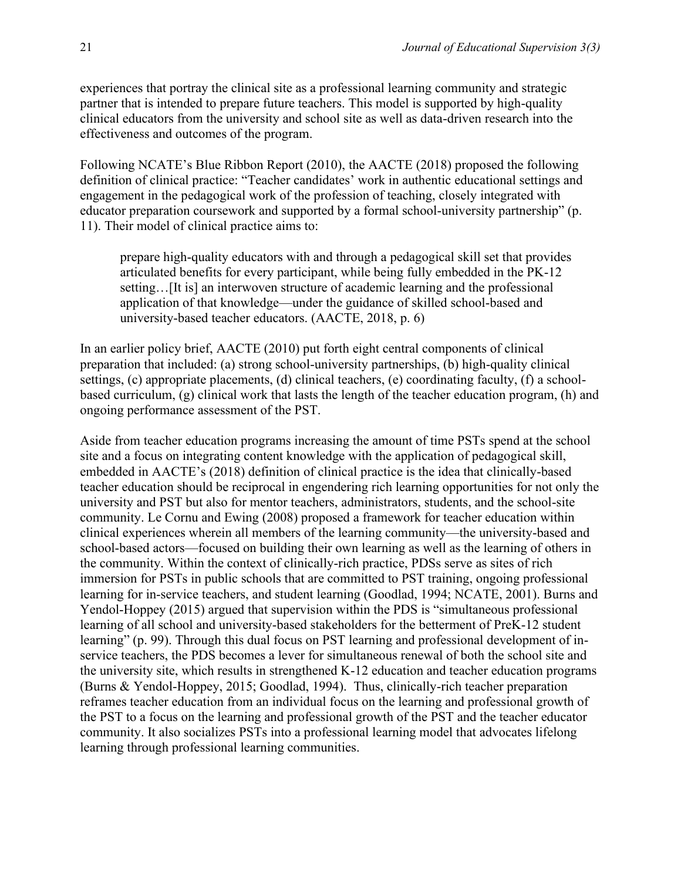experiences that portray the clinical site as a professional learning community and strategic partner that is intended to prepare future teachers. This model is supported by high-quality clinical educators from the university and school site as well as data-driven research into the effectiveness and outcomes of the program.

Following NCATE's Blue Ribbon Report (2010), the AACTE (2018) proposed the following definition of clinical practice: "Teacher candidates' work in authentic educational settings and engagement in the pedagogical work of the profession of teaching, closely integrated with educator preparation coursework and supported by a formal school-university partnership" (p. 11). Their model of clinical practice aims to:

> prepare high-quality educators with and through a pedagogical skill set that provides articulated benefits for every participant, while being fully embedded in the PK-12 setting…[It is] an interwoven structure of academic learning and the professional application of that knowledge—under the guidance of skilled school-based and university-based teacher educators. (AACTE, 2018, p. 6)

In an earlier policy brief, AACTE (2010) put forth eight central components of clinical preparation that included: (a) strong school-university partnerships, (b) high-quality clinical settings, (c) appropriate placements, (d) clinical teachers, (e) coordinating faculty, (f) a school-based curriculum, (g) clinical work that lasts the length of the teacher education program, (h) and ongoing performance assessment of the PST.

Aside from teacher education programs increasing the amount of time PSTs spend at the school site and a focus on integrating content knowledge with the application of pedagogical skill, embedded in AACTE's (2018) definition of clinical practice is the idea that clinically-based teacher education should be reciprocal in engendering rich learning opportunities for not only the university and PST but also for mentor teachers, administrators, students, and the school-site community. Le Cornu and Ewing (2008) proposed a framework for teacher education within clinical experiences wherein all members of the learning community—the university-based and school-based actors—focused on building their own learning as well as the learning of others in the community. Within the context of clinically-rich practice, PDSs serve as sites of rich immersion for PSTs in public schools that are committed to PST training, ongoing professional learning for in-service teachers, and student learning (Goodlad, 1994; NCATE, 2001). Burns and Yendol-Hoppey (2015) argued that supervision within the PDS is "simultaneous professional learning of all school and university-based stakeholders for the betterment of PreK-12 student learning" (p. 99). Through this dual focus on PST learning and professional development of in-service teachers, the PDS becomes a lever for simultaneous renewal of both the school site and the university site, which results in strengthened K-12 education and teacher education programs (Burns & Yendol-Hoppey, 2015; Goodlad, 1994). Thus, clinically-rich teacher preparation reframes teacher education from an individual focus on the learning and professional growth of the PST to a focus on the learning and professional growth of the PST and the teacher educator community. It also socializes PSTs into a professional learning model that advocates lifelong learning through professional learning communities.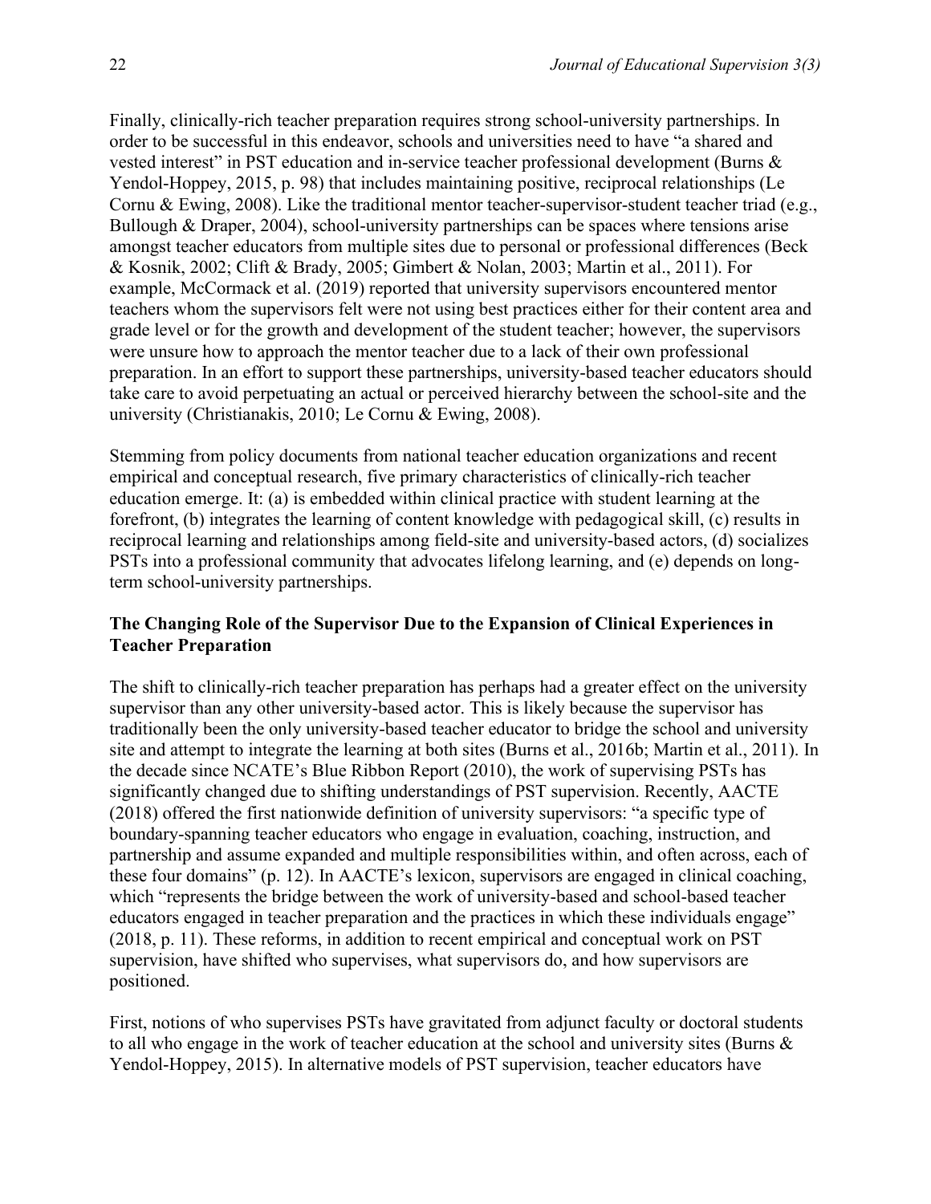Finally, clinically-rich teacher preparation requires strong school-university partnerships. In order to be successful in this endeavor, schools and universities need to have "a shared and vested interest" in PST education and in-service teacher professional development (Burns & Yendol-Hoppey, 2015, p. 98) that includes maintaining positive, reciprocal relationships (Le Cornu & Ewing, 2008). Like the traditional mentor teacher-supervisor-student teacher triad (e.g., Bullough & Draper, 2004), school-university partnerships can be spaces where tensions arise amongst teacher educators from multiple sites due to personal or professional differences (Beck & Kosnik, 2002; Clift & Brady, 2005; Gimbert & Nolan, 2003; Martin et al., 2011). For example, McCormack et al. (2019) reported that university supervisors encountered mentor teachers whom the supervisors felt were not using best practices either for their content area and grade level or for the growth and development of the student teacher; however, the supervisors were unsure how to approach the mentor teacher due to a lack of their own professional preparation. In an effort to support these partnerships, university-based teacher educators should take care to avoid perpetuating an actual or perceived hierarchy between the school-site and the university (Christianakis, 2010; Le Cornu & Ewing, 2008).

Stemming from policy documents from national teacher education organizations and recent empirical and conceptual research, five primary characteristics of clinically-rich teacher education emerge. It: (a) is embedded within clinical practice with student learning at the forefront, (b) integrates the learning of content knowledge with pedagogical skill, (c) results in reciprocal learning and relationships among field-site and university-based actors, (d) socializes PSTs into a professional community that advocates lifelong learning, and (e) depends on long-term school-university partnerships.

## The Changing Role of the Supervisor Due to the Expansion of Clinical Experiences in Teacher Preparation

The shift to clinically-rich teacher preparation has perhaps had a greater effect on the university supervisor than any other university-based actor. This is likely because the supervisor has traditionally been the only university-based teacher educator to bridge the school and university site and attempt to integrate the learning at both sites (Burns et al., 2016b; Martin et al., 2011). In the decade since NCATE's Blue Ribbon Report (2010), the work of supervising PSTs has significantly changed due to shifting understandings of PST supervision. Recently, AACTE (2018) offered the first nationwide definition of university supervisors: "a specific type of boundary-spanning teacher educators who engage in evaluation, coaching, instruction, and partnership and assume expanded and multiple responsibilities within, and often across, each of these four domains" (p. 12). In AACTE's lexicon, supervisors are engaged in clinical coaching, which "represents the bridge between the work of university-based and school-based teacher educators engaged in teacher preparation and the practices in which these individuals engage" (2018, p. 11). These reforms, in addition to recent empirical and conceptual work on PST supervision, have shifted who supervises, what supervisors do, and how supervisors are positioned.

First, notions of who supervises PSTs have gravitated from adjunct faculty or doctoral students to all who engage in the work of teacher education at the school and university sites (Burns & Yendol-Hoppey, 2015). In alternative models of PST supervision, teacher educators have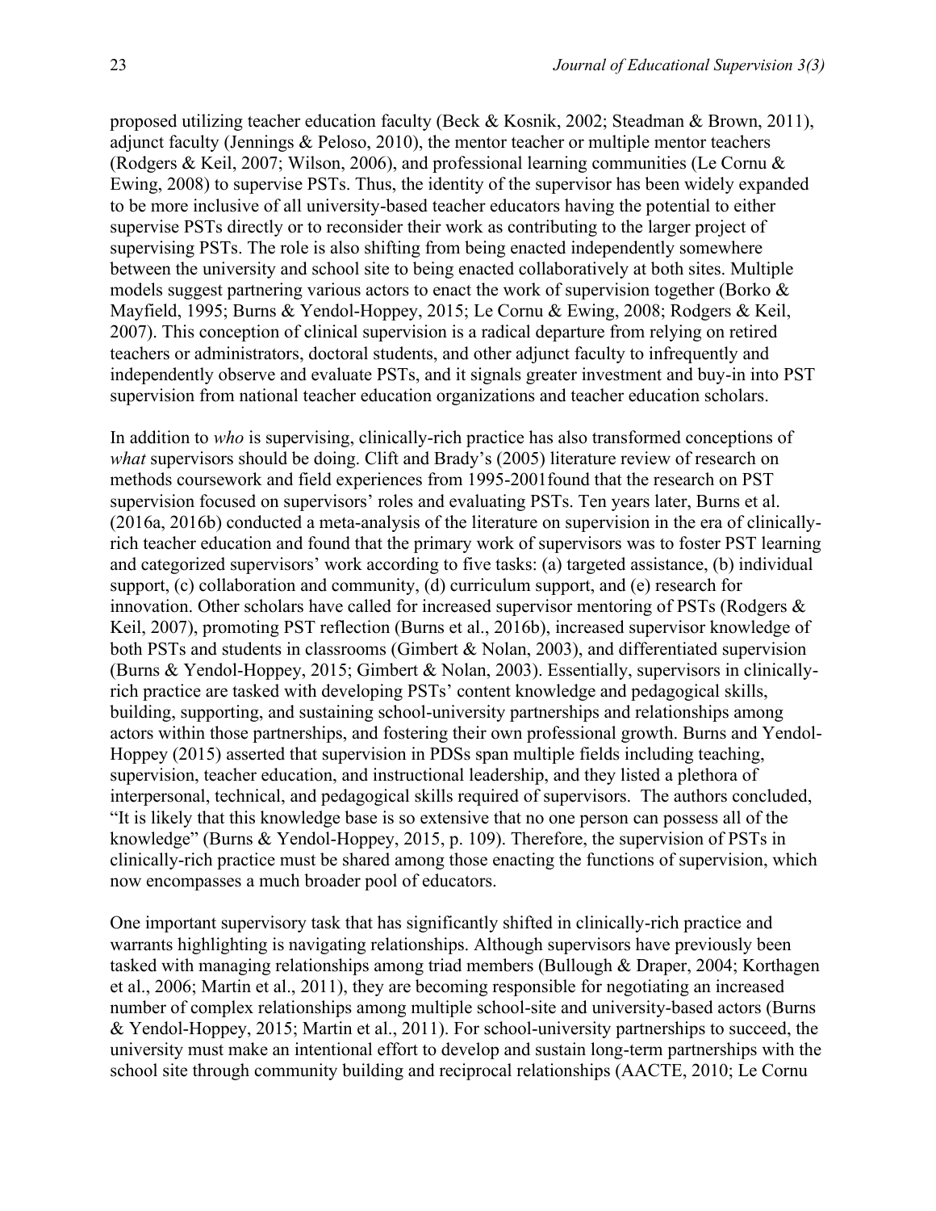proposed utilizing teacher education faculty (Beck & Kosnik, 2002; Steadman & Brown, 2011), adjunct faculty (Jennings & Peloso, 2010), the mentor teacher or multiple mentor teachers (Rodgers & Keil, 2007; Wilson, 2006), and professional learning communities (Le Cornu & Ewing, 2008) to supervise PSTs. Thus, the identity of the supervisor has been widely expanded to be more inclusive of all university-based teacher educators having the potential to either supervise PSTs directly or to reconsider their work as contributing to the larger project of supervising PSTs. The role is also shifting from being enacted independently somewhere between the university and school site to being enacted collaboratively at both sites. Multiple models suggest partnering various actors to enact the work of supervision together (Borko & Mayfield, 1995; Burns & Yendol-Hoppey, 2015; Le Cornu & Ewing, 2008; Rodgers & Keil, 2007). This conception of clinical supervision is a radical departure from relying on retired teachers or administrators, doctoral students, and other adjunct faculty to infrequently and independently observe and evaluate PSTs, and it signals greater investment and buy-in into PST supervision from national teacher education organizations and teacher education scholars.

In addition to *who* is supervising, clinically-rich practice has also transformed conceptions of *what* supervisors should be doing. Clift and Brady's (2005) literature review of research on methods coursework and field experiences from 1995-2001found that the research on PST supervision focused on supervisors' roles and evaluating PSTs. Ten years later, Burns et al. (2016a, 2016b) conducted a meta-analysis of the literature on supervision in the era of clinically-rich teacher education and found that the primary work of supervisors was to foster PST learning and categorized supervisors' work according to five tasks: (a) targeted assistance, (b) individual support, (c) collaboration and community, (d) curriculum support, and (e) research for innovation. Other scholars have called for increased supervisor mentoring of PSTs (Rodgers & Keil, 2007), promoting PST reflection (Burns et al., 2016b), increased supervisor knowledge of both PSTs and students in classrooms (Gimbert & Nolan, 2003), and differentiated supervision (Burns & Yendol-Hoppey, 2015; Gimbert & Nolan, 2003). Essentially, supervisors in clinically-rich practice are tasked with developing PSTs' content knowledge and pedagogical skills, building, supporting, and sustaining school-university partnerships and relationships among actors within those partnerships, and fostering their own professional growth. Burns and Yendol-Hoppey (2015) asserted that supervision in PDSs span multiple fields including teaching, supervision, teacher education, and instructional leadership, and they listed a plethora of interpersonal, technical, and pedagogical skills required of supervisors. The authors concluded, "It is likely that this knowledge base is so extensive that no one person can possess all of the knowledge" (Burns & Yendol-Hoppey, 2015, p. 109). Therefore, the supervision of PSTs in clinically-rich practice must be shared among those enacting the functions of supervision, which now encompasses a much broader pool of educators.

One important supervisory task that has significantly shifted in clinically-rich practice and warrants highlighting is navigating relationships. Although supervisors have previously been tasked with managing relationships among triad members (Bullough & Draper, 2004; Korthagen et al., 2006; Martin et al., 2011), they are becoming responsible for negotiating an increased number of complex relationships among multiple school-site and university-based actors (Burns & Yendol-Hoppey, 2015; Martin et al., 2011). For school-university partnerships to succeed, the university must make an intentional effort to develop and sustain long-term partnerships with the school site through community building and reciprocal relationships (AACTE, 2010; Le Cornu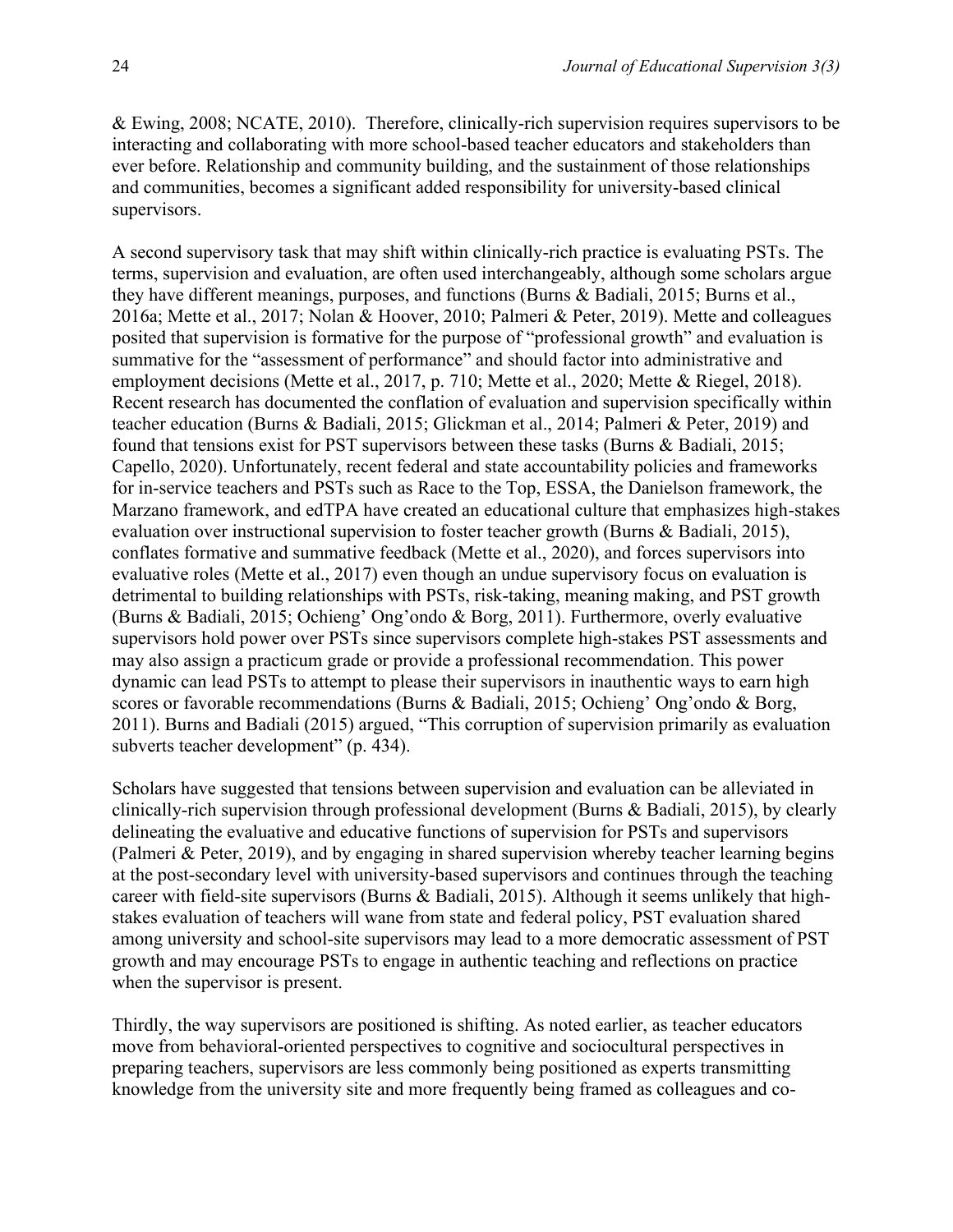& Ewing, 2008; NCATE, 2010). Therefore, clinically-rich supervision requires supervisors to be interacting and collaborating with more school-based teacher educators and stakeholders than ever before. Relationship and community building, and the sustainment of those relationships and communities, becomes a significant added responsibility for university-based clinical supervisors.

A second supervisory task that may shift within clinically-rich practice is evaluating PSTs. The terms, supervision and evaluation, are often used interchangeably, although some scholars argue they have different meanings, purposes, and functions (Burns & Badiali, 2015; Burns et al., 2016a; Mette et al., 2017; Nolan & Hoover, 2010; Palmeri & Peter, 2019). Mette and colleagues posited that supervision is formative for the purpose of "professional growth" and evaluation is summative for the "assessment of performance" and should factor into administrative and employment decisions (Mette et al., 2017, p. 710; Mette et al., 2020; Mette & Riegel, 2018). Recent research has documented the conflation of evaluation and supervision specifically within teacher education (Burns & Badiali, 2015; Glickman et al., 2014; Palmeri & Peter, 2019) and found that tensions exist for PST supervisors between these tasks (Burns & Badiali, 2015; Capello, 2020). Unfortunately, recent federal and state accountability policies and frameworks for in-service teachers and PSTs such as Race to the Top, ESSA, the Danielson framework, the Marzano framework, and edTPA have created an educational culture that emphasizes high-stakes evaluation over instructional supervision to foster teacher growth (Burns & Badiali, 2015), conflates formative and summative feedback (Mette et al., 2020), and forces supervisors into evaluative roles (Mette et al., 2017) even though an undue supervisory focus on evaluation is detrimental to building relationships with PSTs, risk-taking, meaning making, and PST growth (Burns & Badiali, 2015; Ochieng' Ong'ondo & Borg, 2011). Furthermore, overly evaluative supervisors hold power over PSTs since supervisors complete high-stakes PST assessments and may also assign a practicum grade or provide a professional recommendation. This power dynamic can lead PSTs to attempt to please their supervisors in inauthentic ways to earn high scores or favorable recommendations (Burns & Badiali, 2015; Ochieng' Ong'ondo & Borg, 2011). Burns and Badiali (2015) argued, "This corruption of supervision primarily as evaluation subverts teacher development" (p. 434).

Scholars have suggested that tensions between supervision and evaluation can be alleviated in clinically-rich supervision through professional development (Burns & Badiali, 2015), by clearly delineating the evaluative and educative functions of supervision for PSTs and supervisors (Palmeri & Peter, 2019), and by engaging in shared supervision whereby teacher learning begins at the post-secondary level with university-based supervisors and continues through the teaching career with field-site supervisors (Burns & Badiali, 2015). Although it seems unlikely that high-stakes evaluation of teachers will wane from state and federal policy, PST evaluation shared among university and school-site supervisors may lead to a more democratic assessment of PST growth and may encourage PSTs to engage in authentic teaching and reflections on practice when the supervisor is present.

Thirdly, the way supervisors are positioned is shifting. As noted earlier, as teacher educators move from behavioral-oriented perspectives to cognitive and sociocultural perspectives in preparing teachers, supervisors are less commonly being positioned as experts transmitting knowledge from the university site and more frequently being framed as colleagues and co-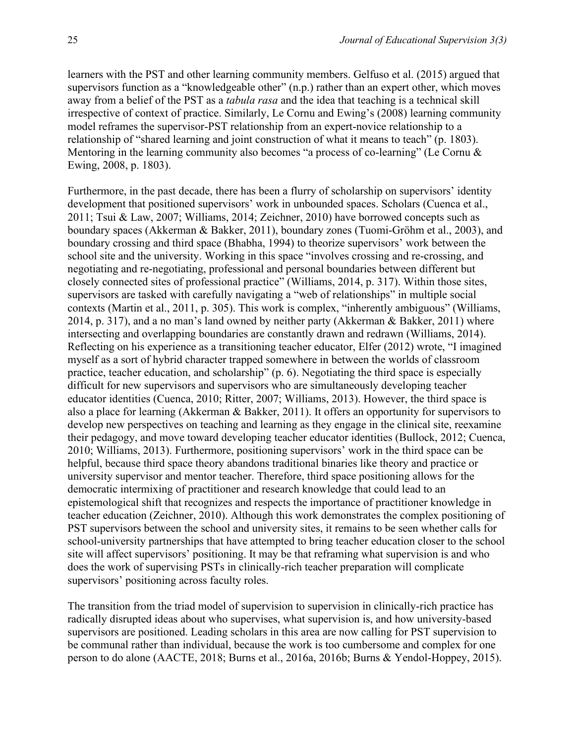learners with the PST and other learning community members. Gelfuso et al. (2015) argued that supervisors function as a "knowledgeable other" (n.p.) rather than an expert other, which moves away from a belief of the PST as a *tabula rasa* and the idea that teaching is a technical skill irrespective of context of practice. Similarly, Le Cornu and Ewing's (2008) learning community model reframes the supervisor-PST relationship from an expert-novice relationship to a relationship of "shared learning and joint construction of what it means to teach" (p. 1803). Mentoring in the learning community also becomes "a process of co-learning" (Le Cornu & Ewing, 2008, p. 1803).

Furthermore, in the past decade, there has been a flurry of scholarship on supervisors' identity development that positioned supervisors' work in unbounded spaces. Scholars (Cuenca et al., 2011; Tsui & Law, 2007; Williams, 2014; Zeichner, 2010) have borrowed concepts such as boundary spaces (Akkerman & Bakker, 2011), boundary zones (Tuomi-Gröhm et al., 2003), and boundary crossing and third space (Bhabha, 1994) to theorize supervisors' work between the school site and the university. Working in this space "involves crossing and re-crossing, and negotiating and re-negotiating, professional and personal boundaries between different but closely connected sites of professional practice" (Williams, 2014, p. 317). Within those sites, supervisors are tasked with carefully navigating a "web of relationships" in multiple social contexts (Martin et al., 2011, p. 305). This work is complex, "inherently ambiguous" (Williams, 2014, p. 317), and a no man's land owned by neither party (Akkerman & Bakker, 2011) where intersecting and overlapping boundaries are constantly drawn and redrawn (Williams, 2014). Reflecting on his experience as a transitioning teacher educator, Elfer (2012) wrote, "I imagined myself as a sort of hybrid character trapped somewhere in between the worlds of classroom practice, teacher education, and scholarship" (p. 6). Negotiating the third space is especially difficult for new supervisors and supervisors who are simultaneously developing teacher educator identities (Cuenca, 2010; Ritter, 2007; Williams, 2013). However, the third space is also a place for learning (Akkerman & Bakker, 2011). It offers an opportunity for supervisors to develop new perspectives on teaching and learning as they engage in the clinical site, reexamine their pedagogy, and move toward developing teacher educator identities (Bullock, 2012; Cuenca, 2010; Williams, 2013). Furthermore, positioning supervisors' work in the third space can be helpful, because third space theory abandons traditional binaries like theory and practice or university supervisor and mentor teacher. Therefore, third space positioning allows for the democratic intermixing of practitioner and research knowledge that could lead to an epistemological shift that recognizes and respects the importance of practitioner knowledge in teacher education (Zeichner, 2010). Although this work demonstrates the complex positioning of PST supervisors between the school and university sites, it remains to be seen whether calls for school-university partnerships that have attempted to bring teacher education closer to the school site will affect supervisors' positioning. It may be that reframing what supervision is and who does the work of supervising PSTs in clinically-rich teacher preparation will complicate supervisors' positioning across faculty roles.

The transition from the triad model of supervision to supervision in clinically-rich practice has radically disrupted ideas about who supervises, what supervision is, and how university-based supervisors are positioned. Leading scholars in this area are now calling for PST supervision to be communal rather than individual, because the work is too cumbersome and complex for one person to do alone (AACTE, 2018; Burns et al., 2016a, 2016b; Burns & Yendol-Hoppey, 2015).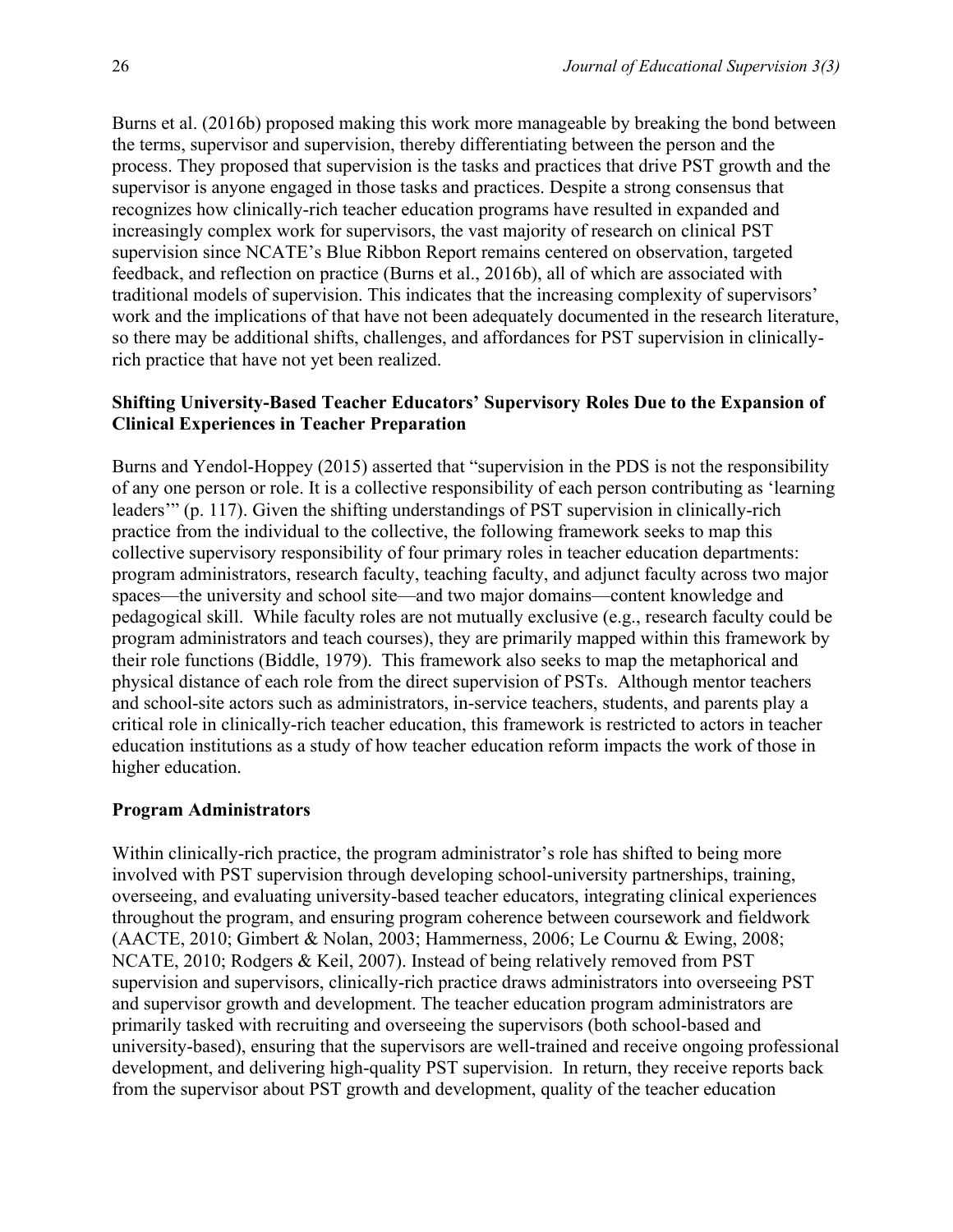Burns et al. (2016b) proposed making this work more manageable by breaking the bond between the terms, supervisor and supervision, thereby differentiating between the person and the process. They proposed that supervision is the tasks and practices that drive PST growth and the supervisor is anyone engaged in those tasks and practices. Despite a strong consensus that recognizes how clinically-rich teacher education programs have resulted in expanded and increasingly complex work for supervisors, the vast majority of research on clinical PST supervision since NCATE's Blue Ribbon Report remains centered on observation, targeted feedback, and reflection on practice (Burns et al., 2016b), all of which are associated with traditional models of supervision. This indicates that the increasing complexity of supervisors' work and the implications of that have not been adequately documented in the research literature, so there may be additional shifts, challenges, and affordances for PST supervision in clinically-rich practice that have not yet been realized.

### Shifting University-Based Teacher Educators' Supervisory Roles Due to the Expansion of Clinical Experiences in Teacher Preparation

Burns and Yendol-Hoppey (2015) asserted that "supervision in the PDS is not the responsibility of any one person or role. It is a collective responsibility of each person contributing as 'learning leaders'" (p. 117). Given the shifting understandings of PST supervision in clinically-rich practice from the individual to the collective, the following framework seeks to map this collective supervisory responsibility of four primary roles in teacher education departments: program administrators, research faculty, teaching faculty, and adjunct faculty across two major spaces—the university and school site—and two major domains—content knowledge and pedagogical skill. While faculty roles are not mutually exclusive (e.g., research faculty could be program administrators and teach courses), they are primarily mapped within this framework by their role functions (Biddle, 1979). This framework also seeks to map the metaphorical and physical distance of each role from the direct supervision of PSTs. Although mentor teachers and school-site actors such as administrators, in-service teachers, students, and parents play a critical role in clinically-rich teacher education, this framework is restricted to actors in teacher education institutions as a study of how teacher education reform impacts the work of those in higher education.

### Program Administrators

Within clinically-rich practice, the program administrator's role has shifted to being more involved with PST supervision through developing school-university partnerships, training, overseeing, and evaluating university-based teacher educators, integrating clinical experiences throughout the program, and ensuring program coherence between coursework and fieldwork (AACTE, 2010; Gimbert & Nolan, 2003; Hammerness, 2006; Le Cournu & Ewing, 2008; NCATE, 2010; Rodgers & Keil, 2007). Instead of being relatively removed from PST supervision and supervisors, clinically-rich practice draws administrators into overseeing PST and supervisor growth and development. The teacher education program administrators are primarily tasked with recruiting and overseeing the supervisors (both school-based and university-based), ensuring that the supervisors are well-trained and receive ongoing professional development, and delivering high-quality PST supervision. In return, they receive reports back from the supervisor about PST growth and development, quality of the teacher education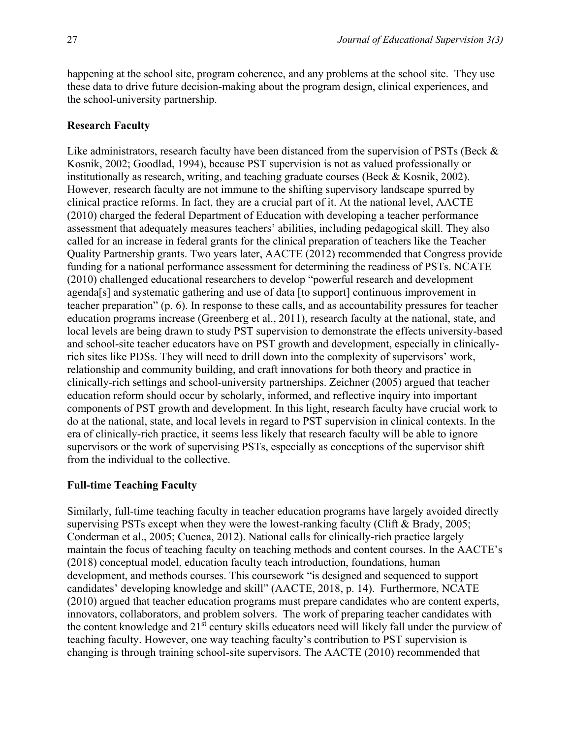happening at the school site, program coherence, and any problems at the school site. They use these data to drive future decision-making about the program design, clinical experiences, and the school-university partnership.

### Research Faculty

Like administrators, research faculty have been distanced from the supervision of PSTs (Beck & Kosnik, 2002; Goodlad, 1994), because PST supervision is not as valued professionally or institutionally as research, writing, and teaching graduate courses (Beck & Kosnik, 2002). However, research faculty are not immune to the shifting supervisory landscape spurred by clinical practice reforms. In fact, they are a crucial part of it. At the national level, AACTE (2010) charged the federal Department of Education with developing a teacher performance assessment that adequately measures teachers' abilities, including pedagogical skill. They also called for an increase in federal grants for the clinical preparation of teachers like the Teacher Quality Partnership grants. Two years later, AACTE (2012) recommended that Congress provide funding for a national performance assessment for determining the readiness of PSTs. NCATE (2010) challenged educational researchers to develop "powerful research and development agenda[s] and systematic gathering and use of data [to support] continuous improvement in teacher preparation" (p. 6). In response to these calls, and as accountability pressures for teacher education programs increase (Greenberg et al., 2011), research faculty at the national, state, and local levels are being drawn to study PST supervision to demonstrate the effects university-based and school-site teacher educators have on PST growth and development, especially in clinically-rich sites like PDSs. They will need to drill down into the complexity of supervisors' work, relationship and community building, and craft innovations for both theory and practice in clinically-rich settings and school-university partnerships. Zeichner (2005) argued that teacher education reform should occur by scholarly, informed, and reflective inquiry into important components of PST growth and development. In this light, research faculty have crucial work to do at the national, state, and local levels in regard to PST supervision in clinical contexts. In the era of clinically-rich practice, it seems less likely that research faculty will be able to ignore supervisors or the work of supervising PSTs, especially as conceptions of the supervisor shift from the individual to the collective.

### Full-time Teaching Faculty

Similarly, full-time teaching faculty in teacher education programs have largely avoided directly supervising PSTs except when they were the lowest-ranking faculty (Clift & Brady, 2005; Conderman et al., 2005; Cuenca, 2012). National calls for clinically-rich practice largely maintain the focus of teaching faculty on teaching methods and content courses. In the AACTE's (2018) conceptual model, education faculty teach introduction, foundations, human development, and methods courses. This coursework "is designed and sequenced to support candidates' developing knowledge and skill" (AACTE, 2018, p. 14). Furthermore, NCATE (2010) argued that teacher education programs must prepare candidates who are content experts, innovators, collaborators, and problem solvers. The work of preparing teacher candidates with the content knowledge and 21st century skills educators need will likely fall under the purview of teaching faculty. However, one way teaching faculty's contribution to PST supervision is changing is through training school-site supervisors. The AACTE (2010) recommended that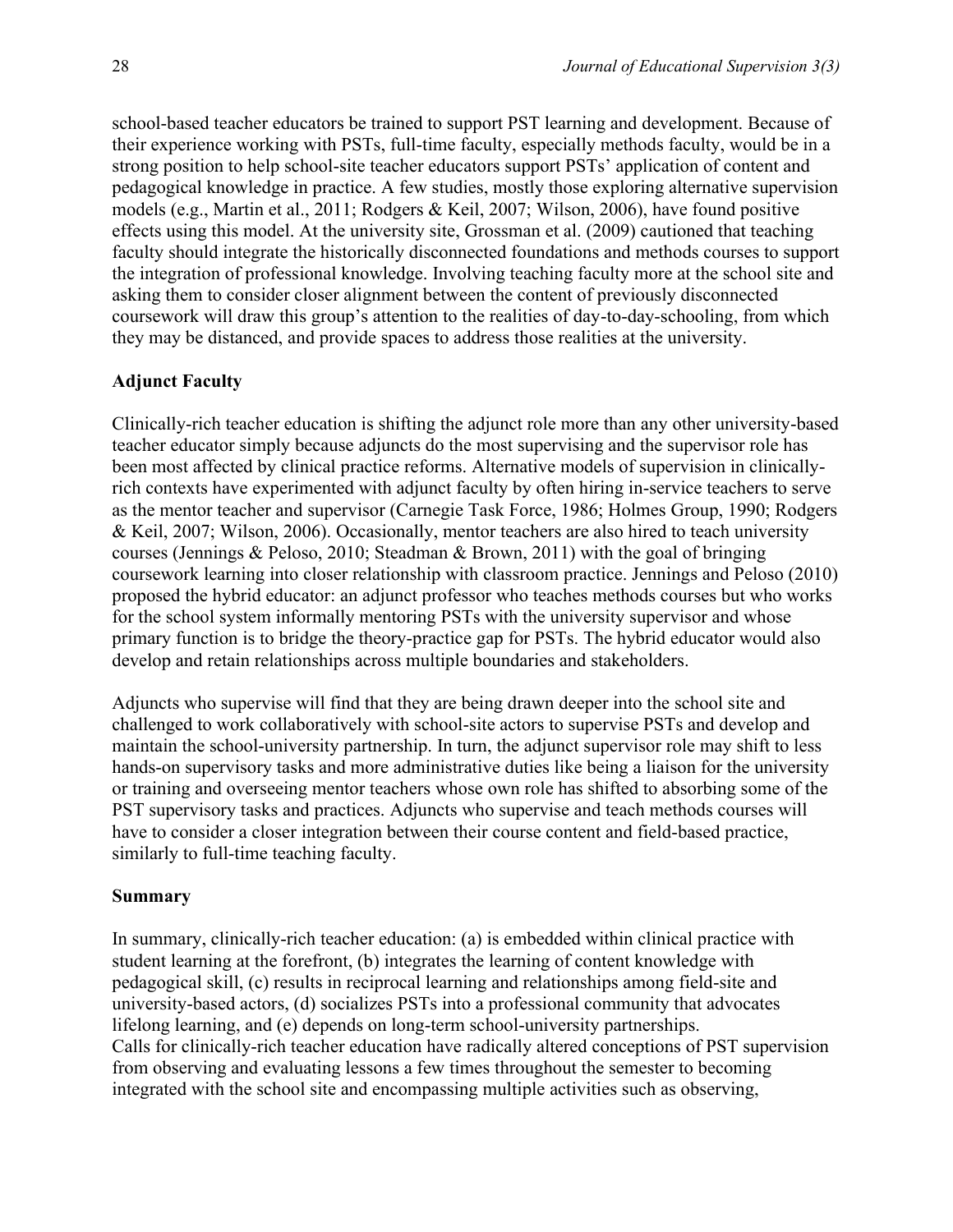school-based teacher educators be trained to support PST learning and development. Because of their experience working with PSTs, full-time faculty, especially methods faculty, would be in a strong position to help school-site teacher educators support PSTs' application of content and pedagogical knowledge in practice. A few studies, mostly those exploring alternative supervision models (e.g., Martin et al., 2011; Rodgers & Keil, 2007; Wilson, 2006), have found positive effects using this model. At the university site, Grossman et al. (2009) cautioned that teaching faculty should integrate the historically disconnected foundations and methods courses to support the integration of professional knowledge. Involving teaching faculty more at the school site and asking them to consider closer alignment between the content of previously disconnected coursework will draw this group's attention to the realities of day-to-day-schooling, from which they may be distanced, and provide spaces to address those realities at the university.

### Adjunct Faculty

Clinically-rich teacher education is shifting the adjunct role more than any other university-based teacher educator simply because adjuncts do the most supervising and the supervisor role has been most affected by clinical practice reforms. Alternative models of supervision in clinically-rich contexts have experimented with adjunct faculty by often hiring in-service teachers to serve as the mentor teacher and supervisor (Carnegie Task Force, 1986; Holmes Group, 1990; Rodgers & Keil, 2007; Wilson, 2006). Occasionally, mentor teachers are also hired to teach university courses (Jennings & Peloso, 2010; Steadman & Brown, 2011) with the goal of bringing coursework learning into closer relationship with classroom practice. Jennings and Peloso (2010) proposed the hybrid educator: an adjunct professor who teaches methods courses but who works for the school system informally mentoring PSTs with the university supervisor and whose primary function is to bridge the theory-practice gap for PSTs. The hybrid educator would also develop and retain relationships across multiple boundaries and stakeholders.

Adjuncts who supervise will find that they are being drawn deeper into the school site and challenged to work collaboratively with school-site actors to supervise PSTs and develop and maintain the school-university partnership. In turn, the adjunct supervisor role may shift to less hands-on supervisory tasks and more administrative duties like being a liaison for the university or training and overseeing mentor teachers whose own role has shifted to absorbing some of the PST supervisory tasks and practices. Adjuncts who supervise and teach methods courses will have to consider a closer integration between their course content and field-based practice, similarly to full-time teaching faculty.

### Summary

In summary, clinically-rich teacher education: (a) is embedded within clinical practice with student learning at the forefront, (b) integrates the learning of content knowledge with pedagogical skill, (c) results in reciprocal learning and relationships among field-site and university-based actors, (d) socializes PSTs into a professional community that advocates lifelong learning, and (e) depends on long-term school-university partnerships.
Calls for clinically-rich teacher education have radically altered conceptions of PST supervision from observing and evaluating lessons a few times throughout the semester to becoming integrated with the school site and encompassing multiple activities such as observing,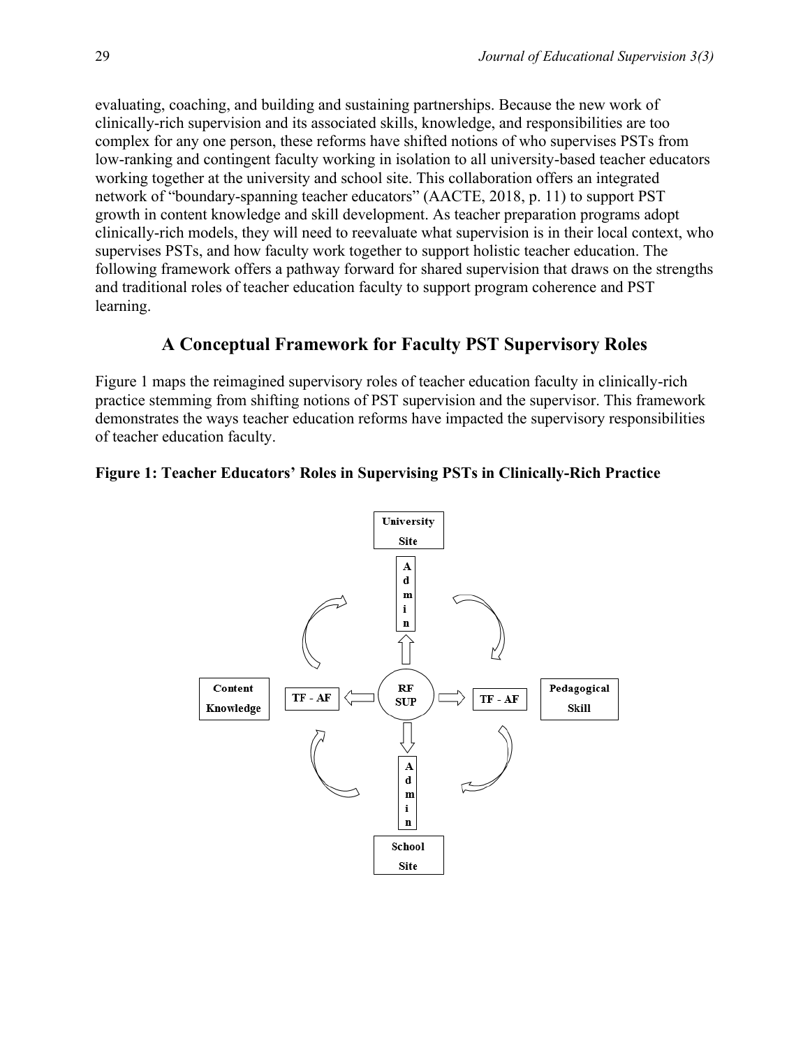evaluating, coaching, and building and sustaining partnerships. Because the new work of clinically-rich supervision and its associated skills, knowledge, and responsibilities are too complex for any one person, these reforms have shifted notions of who supervises PSTs from low-ranking and contingent faculty working in isolation to all university-based teacher educators working together at the university and school site. This collaboration offers an integrated network of "boundary-spanning teacher educators" (AACTE, 2018, p. 11) to support PST growth in content knowledge and skill development. As teacher preparation programs adopt clinically-rich models, they will need to reevaluate what supervision is in their local context, who supervises PSTs, and how faculty work together to support holistic teacher education. The following framework offers a pathway forward for shared supervision that draws on the strengths and traditional roles of teacher education faculty to support program coherence and PST learning.

## A Conceptual Framework for Faculty PST Supervisory Roles

Figure 1 maps the reimagined supervisory roles of teacher education faculty in clinically-rich practice stemming from shifting notions of PST supervision and the supervisor. This framework demonstrates the ways teacher education reforms have impacted the supervisory responsibilities of teacher education faculty.

**Figure 1: Teacher Educators' Roles in Supervising PSTs in Clinically-Rich Practice**

University Site

Admin

Content Knowledge | TF - AF | RF SUP | TF - AF | Pedagogical Skill

Admin

School Site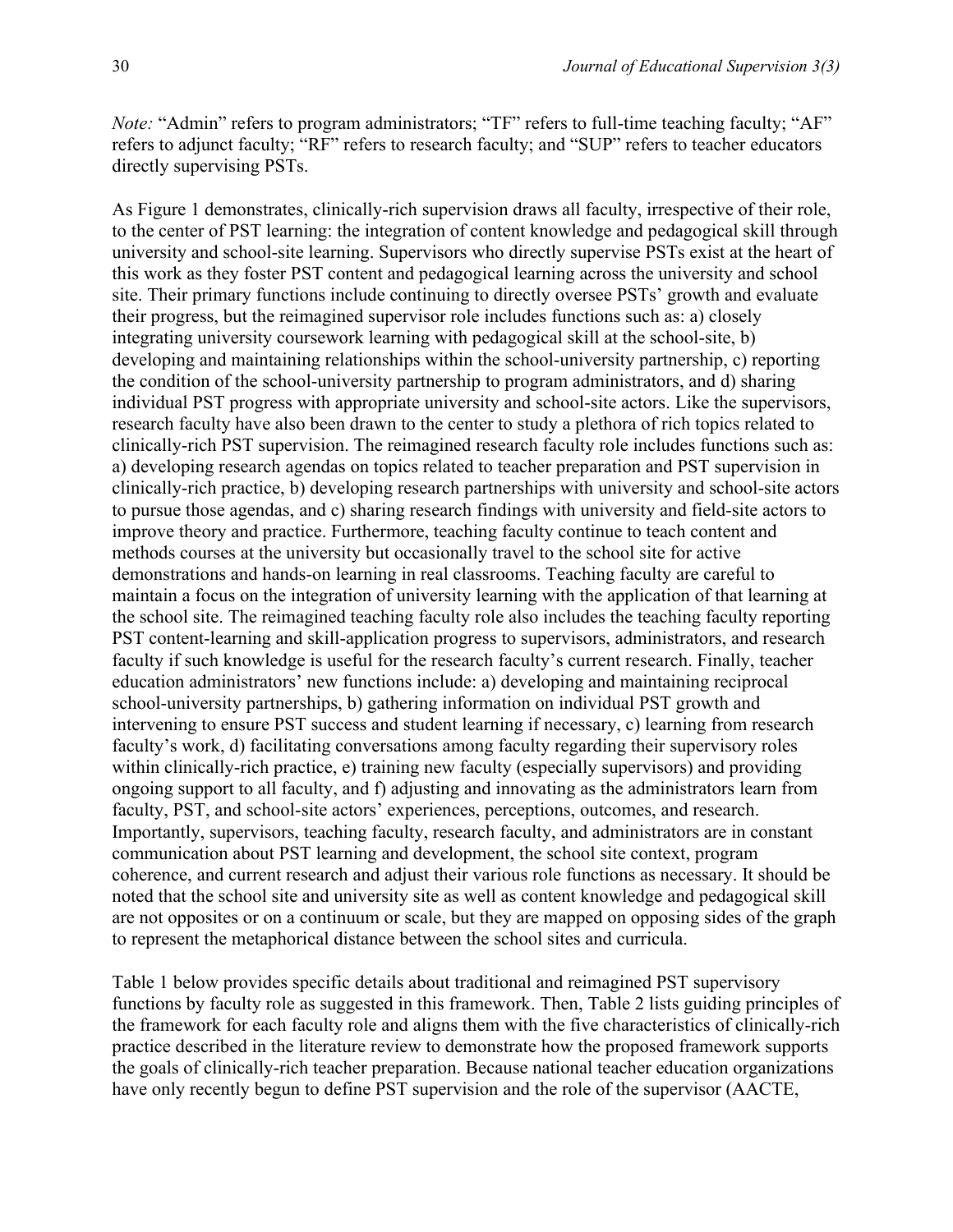*Note:* "Admin" refers to program administrators; "TF" refers to full-time teaching faculty; "AF" refers to adjunct faculty; "RF" refers to research faculty; and "SUP" refers to teacher educators directly supervising PSTs.

As Figure 1 demonstrates, clinically-rich supervision draws all faculty, irrespective of their role, to the center of PST learning: the integration of content knowledge and pedagogical skill through university and school-site learning. Supervisors who directly supervise PSTs exist at the heart of this work as they foster PST content and pedagogical learning across the university and school site. Their primary functions include continuing to directly oversee PSTs' growth and evaluate their progress, but the reimagined supervisor role includes functions such as: a) closely integrating university coursework learning with pedagogical skill at the school-site, b) developing and maintaining relationships within the school-university partnership, c) reporting the condition of the school-university partnership to program administrators, and d) sharing individual PST progress with appropriate university and school-site actors. Like the supervisors, research faculty have also been drawn to the center to study a plethora of rich topics related to clinically-rich PST supervision. The reimagined research faculty role includes functions such as: a) developing research agendas on topics related to teacher preparation and PST supervision in clinically-rich practice, b) developing research partnerships with university and school-site actors to pursue those agendas, and c) sharing research findings with university and field-site actors to improve theory and practice. Furthermore, teaching faculty continue to teach content and methods courses at the university but occasionally travel to the school site for active demonstrations and hands-on learning in real classrooms. Teaching faculty are careful to maintain a focus on the integration of university learning with the application of that learning at the school site. The reimagined teaching faculty role also includes the teaching faculty reporting PST content-learning and skill-application progress to supervisors, administrators, and research faculty if such knowledge is useful for the research faculty's current research. Finally, teacher education administrators' new functions include: a) developing and maintaining reciprocal school-university partnerships, b) gathering information on individual PST growth and intervening to ensure PST success and student learning if necessary, c) learning from research faculty's work, d) facilitating conversations among faculty regarding their supervisory roles within clinically-rich practice, e) training new faculty (especially supervisors) and providing ongoing support to all faculty, and f) adjusting and innovating as the administrators learn from faculty, PST, and school-site actors' experiences, perceptions, outcomes, and research. Importantly, supervisors, teaching faculty, research faculty, and administrators are in constant communication about PST learning and development, the school site context, program coherence, and current research and adjust their various role functions as necessary. It should be noted that the school site and university site as well as content knowledge and pedagogical skill are not opposites or on a continuum or scale, but they are mapped on opposing sides of the graph to represent the metaphorical distance between the school sites and curricula.

Table 1 below provides specific details about traditional and reimagined PST supervisory functions by faculty role as suggested in this framework. Then, Table 2 lists guiding principles of the framework for each faculty role and aligns them with the five characteristics of clinically-rich practice described in the literature review to demonstrate how the proposed framework supports the goals of clinically-rich teacher preparation. Because national teacher education organizations have only recently begun to define PST supervision and the role of the supervisor (AACTE,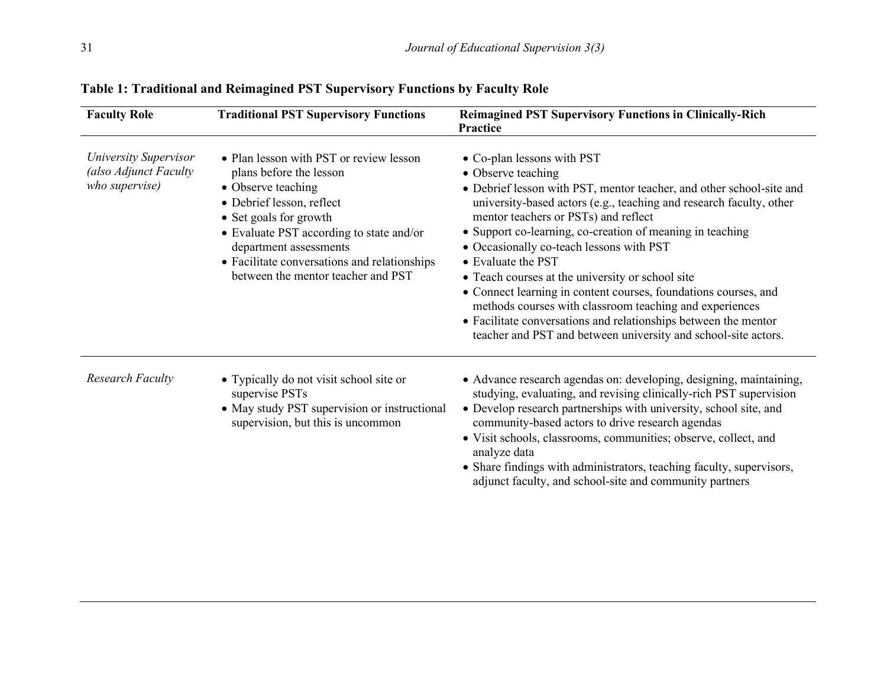**Table 1: Traditional and Reimagined PST Supervisory Functions by Faculty Role**

| Faculty Role | Traditional PST Supervisory Functions | Reimagined PST Supervisory Functions in Clinically-Rich Practice |
|---|---|---|
| *University Supervisor (also Adjunct Faculty who supervise)* | • Plan lesson with PST or review lesson plans before the lesson<br>• Observe teaching<br>• Debrief lesson, reflect<br>• Set goals for growth<br>• Evaluate PST according to state and/or department assessments<br>• Facilitate conversations and relationships between the mentor teacher and PST | • Co-plan lessons with PST<br>• Observe teaching<br>• Debrief lesson with PST, mentor teacher, and other school-site and university-based actors (e.g., teaching and research faculty, other mentor teachers or PSTs) and reflect<br>• Support co-learning, co-creation of meaning in teaching<br>• Occasionally co-teach lessons with PST<br>• Evaluate the PST<br>• Teach courses at the university or school site<br>• Connect learning in content courses, foundations courses, and methods courses with classroom teaching and experiences<br>• Facilitate conversations and relationships between the mentor teacher and PST and between university and school-site actors. |
| *Research Faculty* | • Typically do not visit school site or supervise PSTs<br>• May study PST supervision or instructional supervision, but this is uncommon | • Advance research agendas on: developing, designing, maintaining, studying, evaluating, and revising clinically-rich PST supervision<br>• Develop research partnerships with university, school site, and community-based actors to drive research agendas<br>• Visit schools, classrooms, communities; observe, collect, and analyze data<br>• Share findings with administrators, teaching faculty, supervisors, adjunct faculty, and school-site and community partners |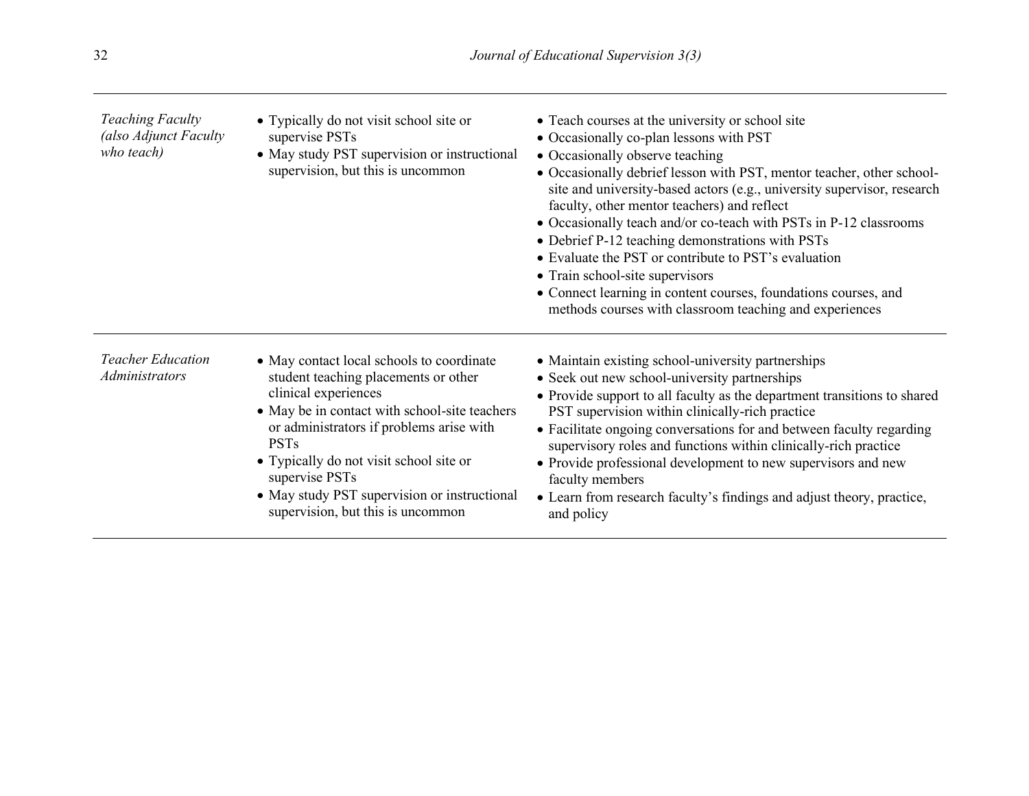| | | |
|---|---|---|
| *Teaching Faculty (also Adjunct Faculty who teach)* | • Typically do not visit school site or supervise PSTs<br>• May study PST supervision or instructional supervision, but this is uncommon | • Teach courses at the university or school site<br>• Occasionally co-plan lessons with PST<br>• Occasionally observe teaching<br>• Occasionally debrief lesson with PST, mentor teacher, other school-site and university-based actors (e.g., university supervisor, research faculty, other mentor teachers) and reflect<br>• Occasionally teach and/or co-teach with PSTs in P-12 classrooms<br>• Debrief P-12 teaching demonstrations with PSTs<br>• Evaluate the PST or contribute to PST's evaluation<br>• Train school-site supervisors<br>• Connect learning in content courses, foundations courses, and methods courses with classroom teaching and experiences |
| *Teacher Education Administrators* | • May contact local schools to coordinate student teaching placements or other clinical experiences<br>• May be in contact with school-site teachers or administrators if problems arise with PSTs<br>• Typically do not visit school site or supervise PSTs<br>• May study PST supervision or instructional supervision, but this is uncommon | • Maintain existing school-university partnerships<br>• Seek out new school-university partnerships<br>• Provide support to all faculty as the department transitions to shared PST supervision within clinically-rich practice<br>• Facilitate ongoing conversations for and between faculty regarding supervisory roles and functions within clinically-rich practice<br>• Provide professional development to new supervisors and new faculty members<br>• Learn from research faculty's findings and adjust theory, practice, and policy |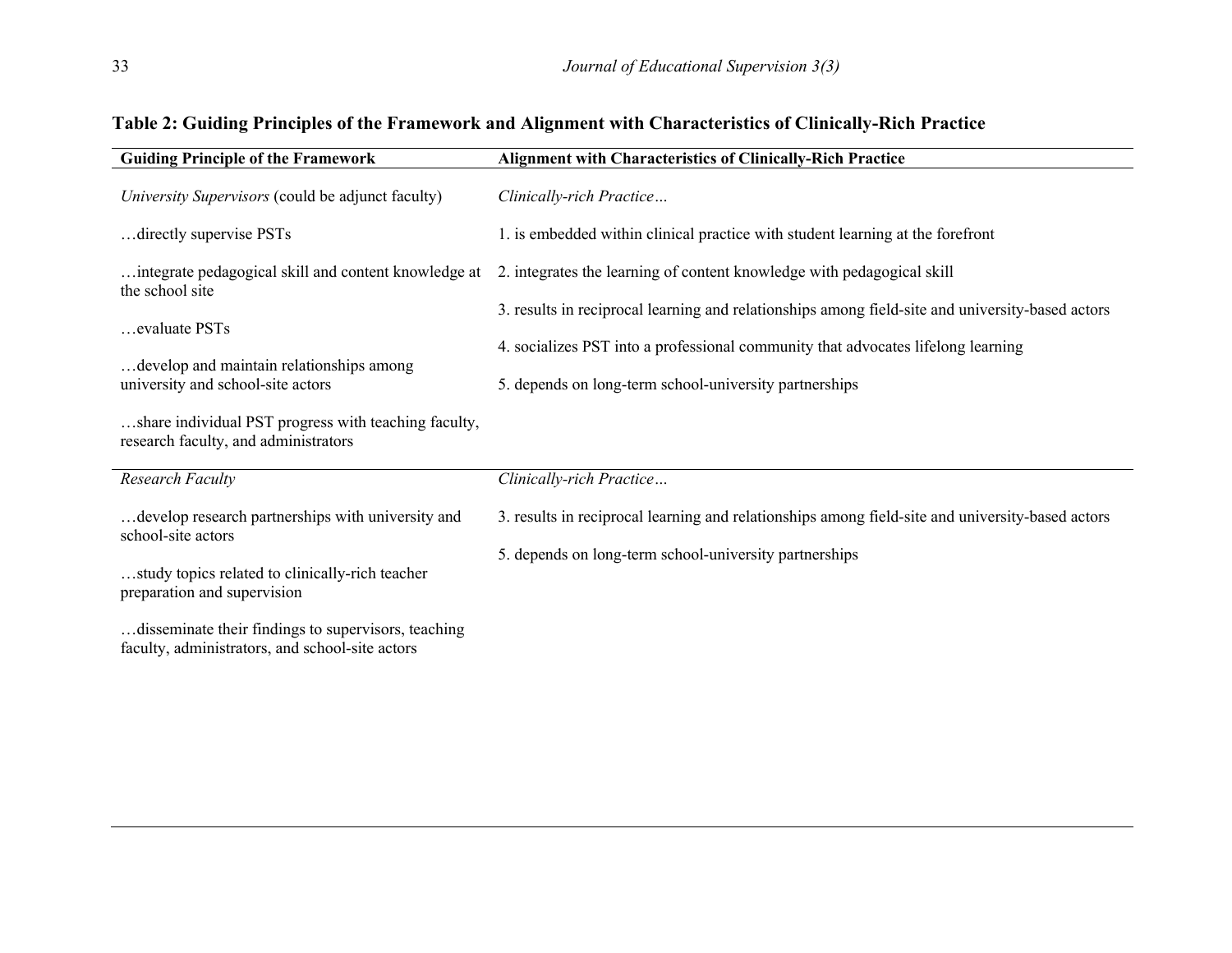**Table 2: Guiding Principles of the Framework and Alignment with Characteristics of Clinically-Rich Practice**

| Guiding Principle of the Framework | Alignment with Characteristics of Clinically-Rich Practice |
|---|---|
| *University Supervisors* (could be adjunct faculty) | *Clinically-rich Practice…* |
| …directly supervise PSTs | 1. is embedded within clinical practice with student learning at the forefront |
| …integrate pedagogical skill and content knowledge at the school site | 2. integrates the learning of content knowledge with pedagogical skill |
| …evaluate PSTs | 3. results in reciprocal learning and relationships among field-site and university-based actors |
| …develop and maintain relationships among university and school-site actors | 4. socializes PST into a professional community that advocates lifelong learning |
| …share individual PST progress with teaching faculty, research faculty, and administrators | 5. depends on long-term school-university partnerships |
| *Research Faculty* | *Clinically-rich Practice…* |
| …develop research partnerships with university and school-site actors | 3. results in reciprocal learning and relationships among field-site and university-based actors |
| …study topics related to clinically-rich teacher preparation and supervision | 5. depends on long-term school-university partnerships |
| …disseminate their findings to supervisors, teaching faculty, administrators, and school-site actors | |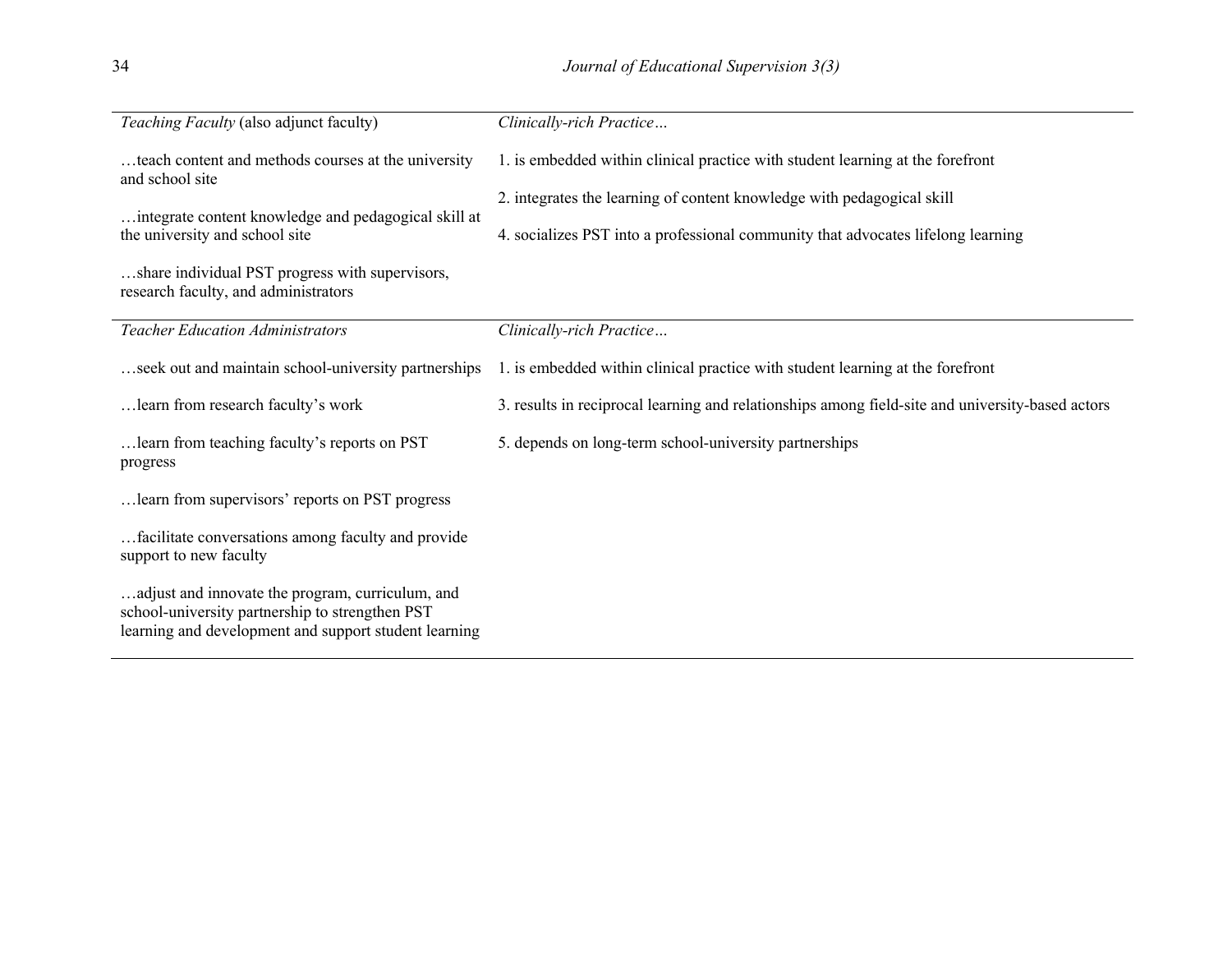| *Teaching Faculty* (also adjunct faculty) | *Clinically-rich Practice…* |
|---|---|
| …teach content and methods courses at the university and school site<br><br>…integrate content knowledge and pedagogical skill at the university and school site<br><br>…share individual PST progress with supervisors, research faculty, and administrators | 1. is embedded within clinical practice with student learning at the forefront<br><br>2. integrates the learning of content knowledge with pedagogical skill<br><br>4. socializes PST into a professional community that advocates lifelong learning |
| *Teacher Education Administrators* | *Clinically-rich Practice…* |
| …seek out and maintain school-university partnerships<br><br>…learn from research faculty's work<br><br>…learn from teaching faculty's reports on PST progress<br><br>…learn from supervisors' reports on PST progress<br><br>…facilitate conversations among faculty and provide support to new faculty<br><br>…adjust and innovate the program, curriculum, and school-university partnership to strengthen PST learning and development and support student learning | 1. is embedded within clinical practice with student learning at the forefront<br><br>3. results in reciprocal learning and relationships among field-site and university-based actors<br><br>5. depends on long-term school-university partnerships |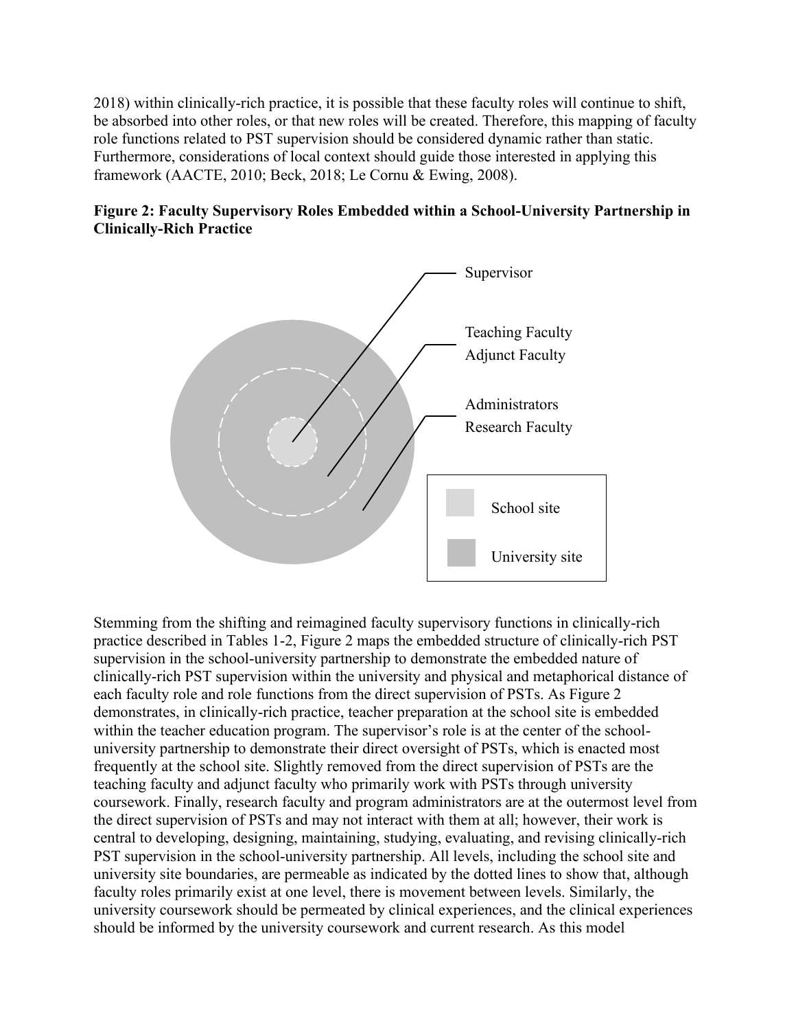2018) within clinically-rich practice, it is possible that these faculty roles will continue to shift, be absorbed into other roles, or that new roles will be created. Therefore, this mapping of faculty role functions related to PST supervision should be considered dynamic rather than static. Furthermore, considerations of local context should guide those interested in applying this framework (AACTE, 2010; Beck, 2018; Le Cornu & Ewing, 2008).

**Figure 2: Faculty Supervisory Roles Embedded within a School-University Partnership in Clinically-Rich Practice**

Supervisor

Teaching Faculty
Adjunct Faculty

Administrators
Research Faculty

School site

University site

Stemming from the shifting and reimagined faculty supervisory functions in clinically-rich practice described in Tables 1-2, Figure 2 maps the embedded structure of clinically-rich PST supervision in the school-university partnership to demonstrate the embedded nature of clinically-rich PST supervision within the university and physical and metaphorical distance of each faculty role and role functions from the direct supervision of PSTs. As Figure 2 demonstrates, in clinically-rich practice, teacher preparation at the school site is embedded within the teacher education program. The supervisor's role is at the center of the school-university partnership to demonstrate their direct oversight of PSTs, which is enacted most frequently at the school site. Slightly removed from the direct supervision of PSTs are the teaching faculty and adjunct faculty who primarily work with PSTs through university coursework. Finally, research faculty and program administrators are at the outermost level from the direct supervision of PSTs and may not interact with them at all; however, their work is central to developing, designing, maintaining, studying, evaluating, and revising clinically-rich PST supervision in the school-university partnership. All levels, including the school site and university site boundaries, are permeable as indicated by the dotted lines to show that, although faculty roles primarily exist at one level, there is movement between levels. Similarly, the university coursework should be permeated by clinical experiences, and the clinical experiences should be informed by the university coursework and current research. As this model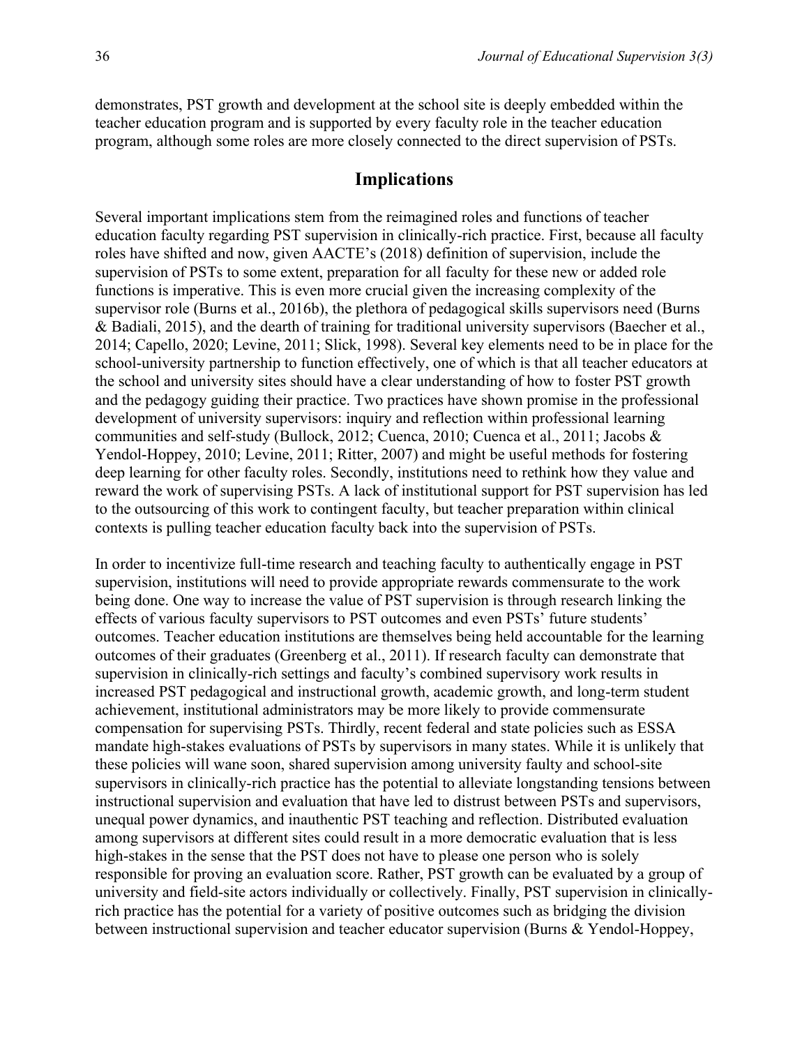demonstrates, PST growth and development at the school site is deeply embedded within the teacher education program and is supported by every faculty role in the teacher education program, although some roles are more closely connected to the direct supervision of PSTs.

## Implications

Several important implications stem from the reimagined roles and functions of teacher education faculty regarding PST supervision in clinically-rich practice. First, because all faculty roles have shifted and now, given AACTE's (2018) definition of supervision, include the supervision of PSTs to some extent, preparation for all faculty for these new or added role functions is imperative. This is even more crucial given the increasing complexity of the supervisor role (Burns et al., 2016b), the plethora of pedagogical skills supervisors need (Burns & Badiali, 2015), and the dearth of training for traditional university supervisors (Baecher et al., 2014; Capello, 2020; Levine, 2011; Slick, 1998). Several key elements need to be in place for the school-university partnership to function effectively, one of which is that all teacher educators at the school and university sites should have a clear understanding of how to foster PST growth and the pedagogy guiding their practice. Two practices have shown promise in the professional development of university supervisors: inquiry and reflection within professional learning communities and self-study (Bullock, 2012; Cuenca, 2010; Cuenca et al., 2011; Jacobs & Yendol-Hoppey, 2010; Levine, 2011; Ritter, 2007) and might be useful methods for fostering deep learning for other faculty roles. Secondly, institutions need to rethink how they value and reward the work of supervising PSTs. A lack of institutional support for PST supervision has led to the outsourcing of this work to contingent faculty, but teacher preparation within clinical contexts is pulling teacher education faculty back into the supervision of PSTs.

In order to incentivize full-time research and teaching faculty to authentically engage in PST supervision, institutions will need to provide appropriate rewards commensurate to the work being done. One way to increase the value of PST supervision is through research linking the effects of various faculty supervisors to PST outcomes and even PSTs' future students' outcomes. Teacher education institutions are themselves being held accountable for the learning outcomes of their graduates (Greenberg et al., 2011). If research faculty can demonstrate that supervision in clinically-rich settings and faculty's combined supervisory work results in increased PST pedagogical and instructional growth, academic growth, and long-term student achievement, institutional administrators may be more likely to provide commensurate compensation for supervising PSTs. Thirdly, recent federal and state policies such as ESSA mandate high-stakes evaluations of PSTs by supervisors in many states. While it is unlikely that these policies will wane soon, shared supervision among university faulty and school-site supervisors in clinically-rich practice has the potential to alleviate longstanding tensions between instructional supervision and evaluation that have led to distrust between PSTs and supervisors, unequal power dynamics, and inauthentic PST teaching and reflection. Distributed evaluation among supervisors at different sites could result in a more democratic evaluation that is less high-stakes in the sense that the PST does not have to please one person who is solely responsible for proving an evaluation score. Rather, PST growth can be evaluated by a group of university and field-site actors individually or collectively. Finally, PST supervision in clinically-rich practice has the potential for a variety of positive outcomes such as bridging the division between instructional supervision and teacher educator supervision (Burns & Yendol-Hoppey,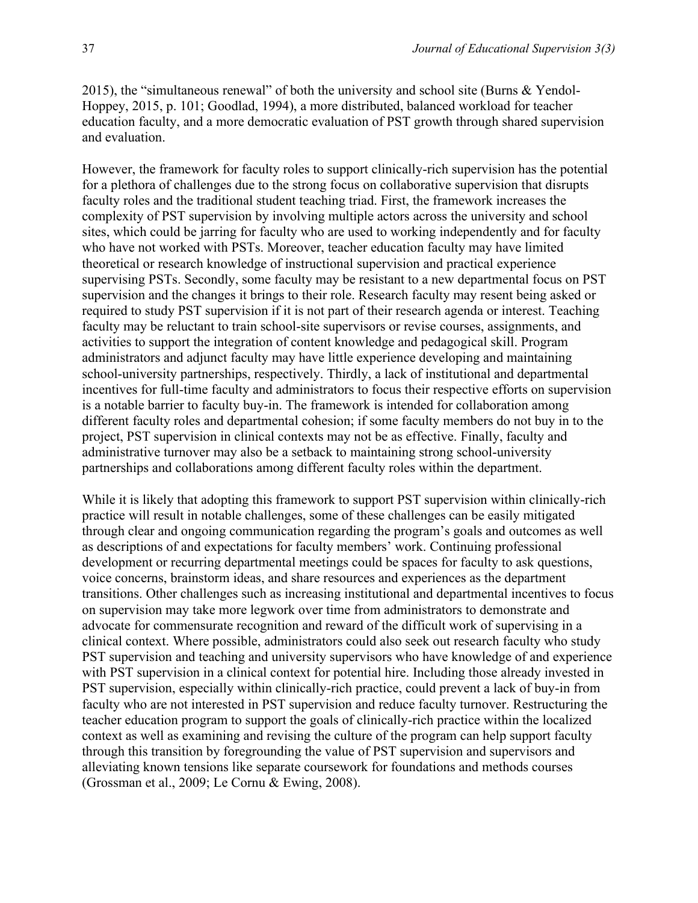2015), the "simultaneous renewal" of both the university and school site (Burns & Yendol-Hoppey, 2015, p. 101; Goodlad, 1994), a more distributed, balanced workload for teacher education faculty, and a more democratic evaluation of PST growth through shared supervision and evaluation.

However, the framework for faculty roles to support clinically-rich supervision has the potential for a plethora of challenges due to the strong focus on collaborative supervision that disrupts faculty roles and the traditional student teaching triad. First, the framework increases the complexity of PST supervision by involving multiple actors across the university and school sites, which could be jarring for faculty who are used to working independently and for faculty who have not worked with PSTs. Moreover, teacher education faculty may have limited theoretical or research knowledge of instructional supervision and practical experience supervising PSTs. Secondly, some faculty may be resistant to a new departmental focus on PST supervision and the changes it brings to their role. Research faculty may resent being asked or required to study PST supervision if it is not part of their research agenda or interest. Teaching faculty may be reluctant to train school-site supervisors or revise courses, assignments, and activities to support the integration of content knowledge and pedagogical skill. Program administrators and adjunct faculty may have little experience developing and maintaining school-university partnerships, respectively. Thirdly, a lack of institutional and departmental incentives for full-time faculty and administrators to focus their respective efforts on supervision is a notable barrier to faculty buy-in. The framework is intended for collaboration among different faculty roles and departmental cohesion; if some faculty members do not buy in to the project, PST supervision in clinical contexts may not be as effective. Finally, faculty and administrative turnover may also be a setback to maintaining strong school-university partnerships and collaborations among different faculty roles within the department.

While it is likely that adopting this framework to support PST supervision within clinically-rich practice will result in notable challenges, some of these challenges can be easily mitigated through clear and ongoing communication regarding the program's goals and outcomes as well as descriptions of and expectations for faculty members' work. Continuing professional development or recurring departmental meetings could be spaces for faculty to ask questions, voice concerns, brainstorm ideas, and share resources and experiences as the department transitions. Other challenges such as increasing institutional and departmental incentives to focus on supervision may take more legwork over time from administrators to demonstrate and advocate for commensurate recognition and reward of the difficult work of supervising in a clinical context. Where possible, administrators could also seek out research faculty who study PST supervision and teaching and university supervisors who have knowledge of and experience with PST supervision in a clinical context for potential hire. Including those already invested in PST supervision, especially within clinically-rich practice, could prevent a lack of buy-in from faculty who are not interested in PST supervision and reduce faculty turnover. Restructuring the teacher education program to support the goals of clinically-rich practice within the localized context as well as examining and revising the culture of the program can help support faculty through this transition by foregrounding the value of PST supervision and supervisors and alleviating known tensions like separate coursework for foundations and methods courses (Grossman et al., 2009; Le Cornu & Ewing, 2008).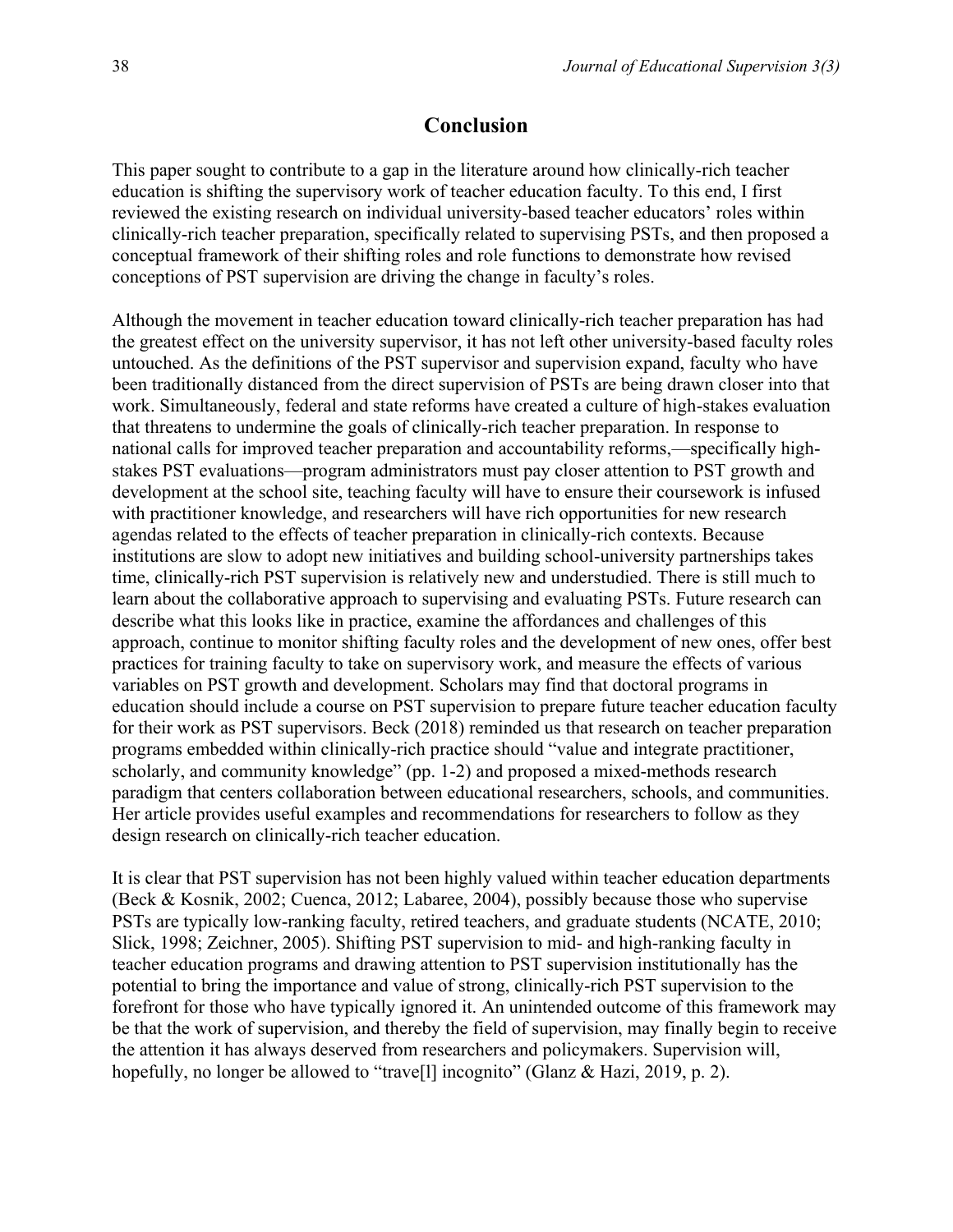## Conclusion

This paper sought to contribute to a gap in the literature around how clinically-rich teacher education is shifting the supervisory work of teacher education faculty. To this end, I first reviewed the existing research on individual university-based teacher educators' roles within clinically-rich teacher preparation, specifically related to supervising PSTs, and then proposed a conceptual framework of their shifting roles and role functions to demonstrate how revised conceptions of PST supervision are driving the change in faculty's roles.

Although the movement in teacher education toward clinically-rich teacher preparation has had the greatest effect on the university supervisor, it has not left other university-based faculty roles untouched. As the definitions of the PST supervisor and supervision expand, faculty who have been traditionally distanced from the direct supervision of PSTs are being drawn closer into that work. Simultaneously, federal and state reforms have created a culture of high-stakes evaluation that threatens to undermine the goals of clinically-rich teacher preparation. In response to national calls for improved teacher preparation and accountability reforms,—specifically high-stakes PST evaluations—program administrators must pay closer attention to PST growth and development at the school site, teaching faculty will have to ensure their coursework is infused with practitioner knowledge, and researchers will have rich opportunities for new research agendas related to the effects of teacher preparation in clinically-rich contexts. Because institutions are slow to adopt new initiatives and building school-university partnerships takes time, clinically-rich PST supervision is relatively new and understudied. There is still much to learn about the collaborative approach to supervising and evaluating PSTs. Future research can describe what this looks like in practice, examine the affordances and challenges of this approach, continue to monitor shifting faculty roles and the development of new ones, offer best practices for training faculty to take on supervisory work, and measure the effects of various variables on PST growth and development. Scholars may find that doctoral programs in education should include a course on PST supervision to prepare future teacher education faculty for their work as PST supervisors. Beck (2018) reminded us that research on teacher preparation programs embedded within clinically-rich practice should "value and integrate practitioner, scholarly, and community knowledge" (pp. 1-2) and proposed a mixed-methods research paradigm that centers collaboration between educational researchers, schools, and communities. Her article provides useful examples and recommendations for researchers to follow as they design research on clinically-rich teacher education.

It is clear that PST supervision has not been highly valued within teacher education departments (Beck & Kosnik, 2002; Cuenca, 2012; Labaree, 2004), possibly because those who supervise PSTs are typically low-ranking faculty, retired teachers, and graduate students (NCATE, 2010; Slick, 1998; Zeichner, 2005). Shifting PST supervision to mid- and high-ranking faculty in teacher education programs and drawing attention to PST supervision institutionally has the potential to bring the importance and value of strong, clinically-rich PST supervision to the forefront for those who have typically ignored it. An unintended outcome of this framework may be that the work of supervision, and thereby the field of supervision, may finally begin to receive the attention it has always deserved from researchers and policymakers. Supervision will, hopefully, no longer be allowed to "trave[l] incognito" (Glanz & Hazi, 2019, p. 2).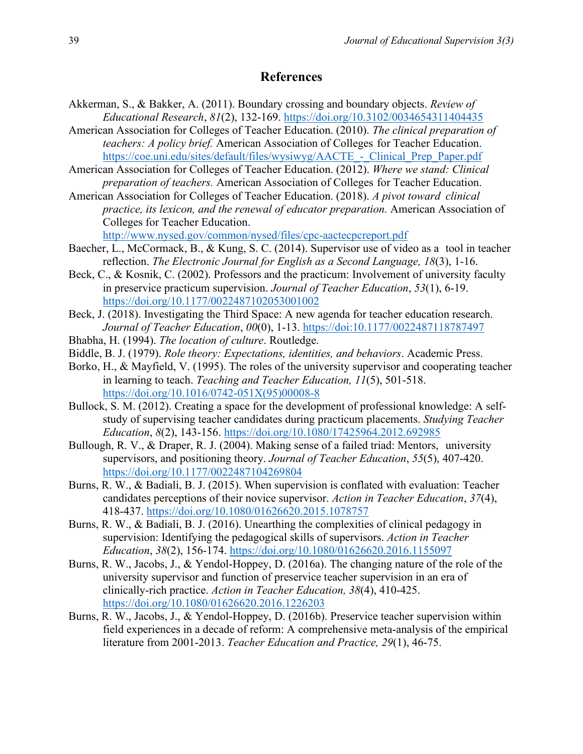## References

Akkerman, S., & Bakker, A. (2011). Boundary crossing and boundary objects. *Review of Educational Research*, *81*(2), 132-169. https://doi.org/10.3102/0034654311404435

American Association for Colleges of Teacher Education. (2010). *The clinical preparation of teachers: A policy brief.* American Association of Colleges for Teacher Education. https://coe.uni.edu/sites/default/files/wysiwyg/AACTE_-_Clinical_Prep_Paper.pdf

American Association for Colleges of Teacher Education. (2012). *Where we stand: Clinical preparation of teachers.* American Association of Colleges for Teacher Education.

American Association for Colleges of Teacher Education. (2018). *A pivot toward clinical practice, its lexicon, and the renewal of educator preparation.* American Association of Colleges for Teacher Education. http://www.nysed.gov/common/nysed/files/cpc-aactecpcreport.pdf

Baecher, L., McCormack, B., & Kung, S. C. (2014). Supervisor use of video as a tool in teacher reflection. *The Electronic Journal for English as a Second Language, 18*(3), 1-16.

Beck, C., & Kosnik, C. (2002). Professors and the practicum: Involvement of university faculty in preservice practicum supervision. *Journal of Teacher Education*, *53*(1), 6-19. https://doi.org/10.1177/0022487102053001002

Beck, J. (2018). Investigating the Third Space: A new agenda for teacher education research. *Journal of Teacher Education*, *00*(0), 1-13. https://doi:10.1177/0022487118787497

Bhabha, H. (1994). *The location of culture*. Routledge.

Biddle, B. J. (1979). *Role theory: Expectations, identities, and behaviors*. Academic Press.

Borko, H., & Mayfield, V. (1995). The roles of the university supervisor and cooperating teacher in learning to teach. *Teaching and Teacher Education, 11*(5), 501-518. https://doi.org/10.1016/0742-051X(95)00008-8

Bullock, S. M. (2012). Creating a space for the development of professional knowledge: A self-study of supervising teacher candidates during practicum placements. *Studying Teacher Education*, *8*(2), 143-156. https://doi.org/10.1080/17425964.2012.692985

Bullough, R. V., & Draper, R. J. (2004). Making sense of a failed triad: Mentors, university supervisors, and positioning theory. *Journal of Teacher Education*, *55*(5), 407-420. https://doi.org/10.1177/0022487104269804

Burns, R. W., & Badiali, B. J. (2015). When supervision is conflated with evaluation: Teacher candidates perceptions of their novice supervisor. *Action in Teacher Education*, *37*(4), 418-437. https://doi.org/10.1080/01626620.2015.1078757

Burns, R. W., & Badiali, B. J. (2016). Unearthing the complexities of clinical pedagogy in supervision: Identifying the pedagogical skills of supervisors. *Action in Teacher Education*, *38*(2), 156-174. https://doi.org/10.1080/01626620.2016.1155097

Burns, R. W., Jacobs, J., & Yendol-Hoppey, D. (2016a). The changing nature of the role of the university supervisor and function of preservice teacher supervision in an era of clinically-rich practice. *Action in Teacher Education, 38*(4), 410-425. https://doi.org/10.1080/01626620.2016.1226203

Burns, R. W., Jacobs, J., & Yendol-Hoppey, D. (2016b). Preservice teacher supervision within field experiences in a decade of reform: A comprehensive meta-analysis of the empirical literature from 2001-2013. *Teacher Education and Practice, 29*(1), 46-75.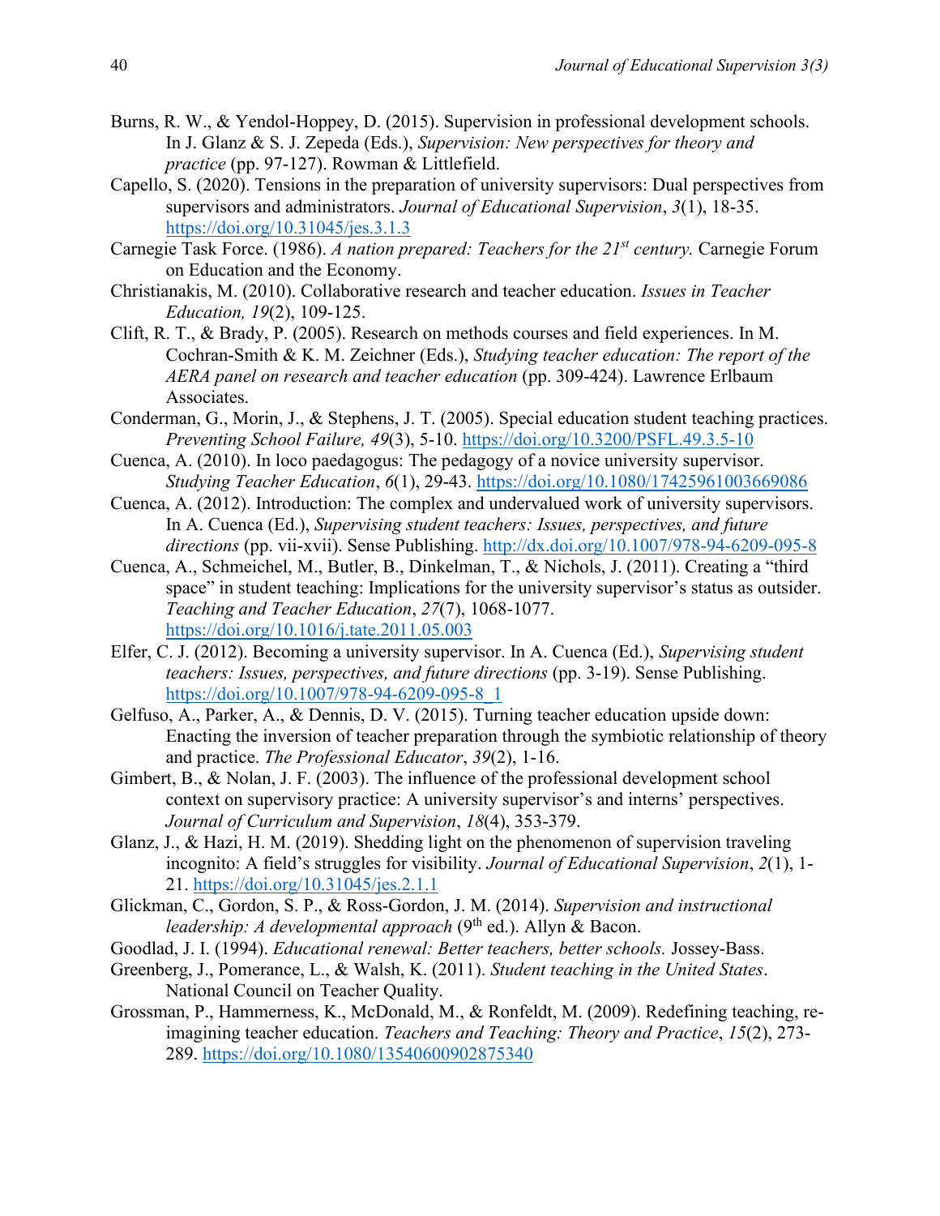Burns, R. W., & Yendol-Hoppey, D. (2015). Supervision in professional development schools. In J. Glanz & S. J. Zepeda (Eds.), *Supervision: New perspectives for theory and practice* (pp. 97-127). Rowman & Littlefield.

Capello, S. (2020). Tensions in the preparation of university supervisors: Dual perspectives from supervisors and administrators. *Journal of Educational Supervision*, *3*(1), 18-35. https://doi.org/10.31045/jes.3.1.3

Carnegie Task Force. (1986). *A nation prepared: Teachers for the 21st century.* Carnegie Forum on Education and the Economy.

Christianakis, M. (2010). Collaborative research and teacher education. *Issues in Teacher Education, 19*(2), 109-125.

Clift, R. T., & Brady, P. (2005). Research on methods courses and field experiences. In M. Cochran-Smith & K. M. Zeichner (Eds.), *Studying teacher education: The report of the AERA panel on research and teacher education* (pp. 309-424). Lawrence Erlbaum Associates.

Conderman, G., Morin, J., & Stephens, J. T. (2005). Special education student teaching practices. *Preventing School Failure, 49*(3), 5-10. https://doi.org/10.3200/PSFL.49.3.5-10

Cuenca, A. (2010). In loco paedagogus: The pedagogy of a novice university supervisor. *Studying Teacher Education*, *6*(1), 29-43. https://doi.org/10.1080/17425961003669086

Cuenca, A. (2012). Introduction: The complex and undervalued work of university supervisors. In A. Cuenca (Ed.), *Supervising student teachers: Issues, perspectives, and future directions* (pp. vii-xvii). Sense Publishing. http://dx.doi.org/10.1007/978-94-6209-095-8

Cuenca, A., Schmeichel, M., Butler, B., Dinkelman, T., & Nichols, J. (2011). Creating a "third space" in student teaching: Implications for the university supervisor's status as outsider. *Teaching and Teacher Education*, *27*(7), 1068-1077. https://doi.org/10.1016/j.tate.2011.05.003

Elfer, C. J. (2012). Becoming a university supervisor. In A. Cuenca (Ed.), *Supervising student teachers: Issues, perspectives, and future directions* (pp. 3-19). Sense Publishing. https://doi.org/10.1007/978-94-6209-095-8_1

Gelfuso, A., Parker, A., & Dennis, D. V. (2015). Turning teacher education upside down: Enacting the inversion of teacher preparation through the symbiotic relationship of theory and practice. *The Professional Educator*, *39*(2), 1-16.

Gimbert, B., & Nolan, J. F. (2003). The influence of the professional development school context on supervisory practice: A university supervisor's and interns' perspectives. *Journal of Curriculum and Supervision*, *18*(4), 353-379.

Glanz, J., & Hazi, H. M. (2019). Shedding light on the phenomenon of supervision traveling incognito: A field's struggles for visibility. *Journal of Educational Supervision*, *2*(1), 1-21. https://doi.org/10.31045/jes.2.1.1

Glickman, C., Gordon, S. P., & Ross-Gordon, J. M. (2014). *Supervision and instructional leadership: A developmental approach* (9th ed.). Allyn & Bacon.

Goodlad, J. I. (1994). *Educational renewal: Better teachers, better schools.* Jossey-Bass.

Greenberg, J., Pomerance, L., & Walsh, K. (2011). *Student teaching in the United States*. National Council on Teacher Quality.

Grossman, P., Hammerness, K., McDonald, M., & Ronfeldt, M. (2009). Redefining teaching, re-imagining teacher education. *Teachers and Teaching: Theory and Practice*, *15*(2), 273-289. https://doi.org/10.1080/13540600902875340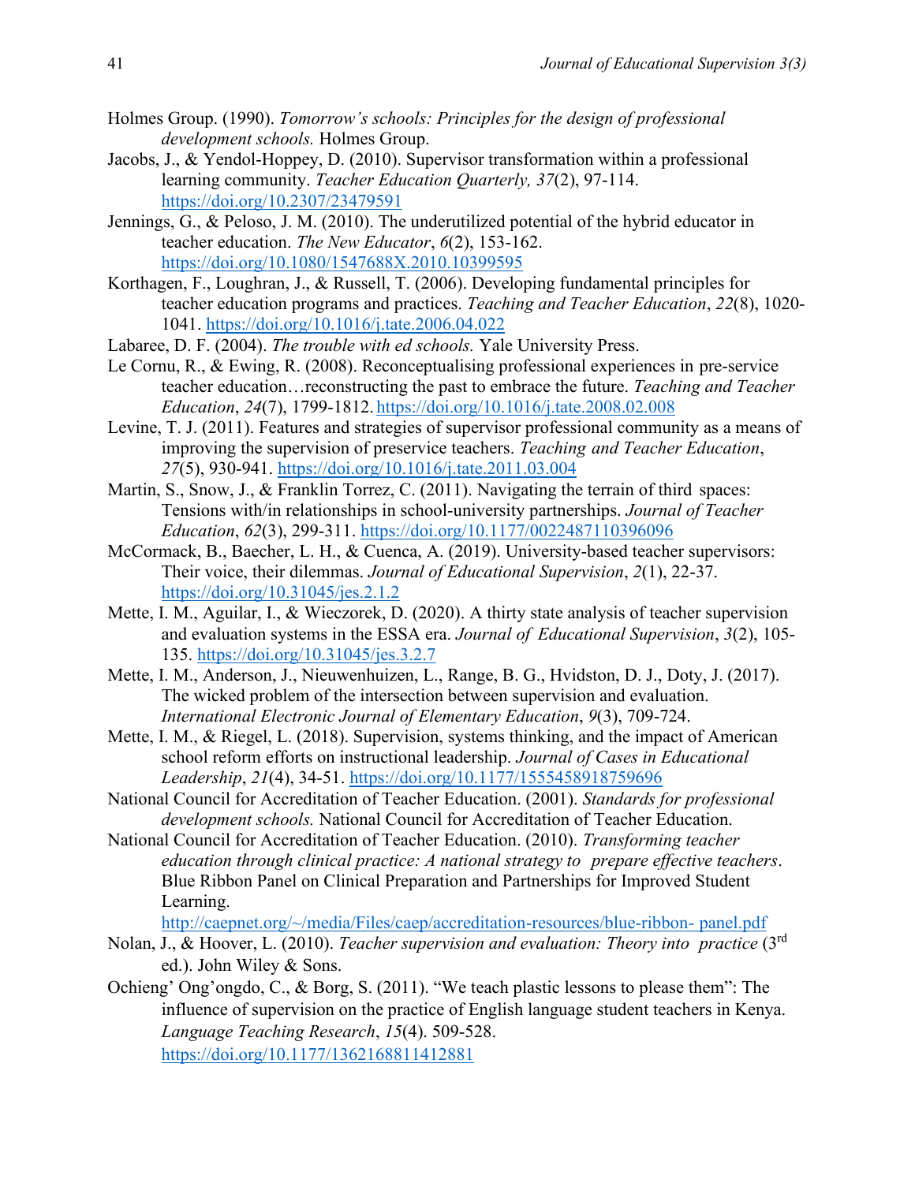Holmes Group. (1990). *Tomorrow's schools: Principles for the design of professional development schools.* Holmes Group.

Jacobs, J., & Yendol-Hoppey, D. (2010). Supervisor transformation within a professional learning community. *Teacher Education Quarterly, 37*(2), 97-114. https://doi.org/10.2307/23479591

Jennings, G., & Peloso, J. M. (2010). The underutilized potential of the hybrid educator in teacher education. *The New Educator*, *6*(2), 153-162. https://doi.org/10.1080/1547688X.2010.10399595

Korthagen, F., Loughran, J., & Russell, T. (2006). Developing fundamental principles for teacher education programs and practices. *Teaching and Teacher Education*, *22*(8), 1020-1041. https://doi.org/10.1016/j.tate.2006.04.022

Labaree, D. F. (2004). *The trouble with ed schools.* Yale University Press.

Le Cornu, R., & Ewing, R. (2008). Reconceptualising professional experiences in pre-service teacher education…reconstructing the past to embrace the future. *Teaching and Teacher Education*, *24*(7), 1799-1812. https://doi.org/10.1016/j.tate.2008.02.008

Levine, T. J. (2011). Features and strategies of supervisor professional community as a means of improving the supervision of preservice teachers. *Teaching and Teacher Education*, *27*(5), 930-941. https://doi.org/10.1016/j.tate.2011.03.004

Martin, S., Snow, J., & Franklin Torrez, C. (2011). Navigating the terrain of third spaces: Tensions with/in relationships in school-university partnerships. *Journal of Teacher Education*, *62*(3), 299-311. https://doi.org/10.1177/0022487110396096

McCormack, B., Baecher, L. H., & Cuenca, A. (2019). University-based teacher supervisors: Their voice, their dilemmas. *Journal of Educational Supervision*, *2*(1), 22-37. https://doi.org/10.31045/jes.2.1.2

Mette, I. M., Aguilar, I., & Wieczorek, D. (2020). A thirty state analysis of teacher supervision and evaluation systems in the ESSA era. *Journal of Educational Supervision*, *3*(2), 105-135. https://doi.org/10.31045/jes.3.2.7

Mette, I. M., Anderson, J., Nieuwenhuizen, L., Range, B. G., Hvidston, D. J., Doty, J. (2017). The wicked problem of the intersection between supervision and evaluation. *International Electronic Journal of Elementary Education*, *9*(3), 709-724.

Mette, I. M., & Riegel, L. (2018). Supervision, systems thinking, and the impact of American school reform efforts on instructional leadership. *Journal of Cases in Educational Leadership*, *21*(4), 34-51. https://doi.org/10.1177/1555458918759696

National Council for Accreditation of Teacher Education. (2001). *Standards for professional development schools.* National Council for Accreditation of Teacher Education.

National Council for Accreditation of Teacher Education. (2010). *Transforming teacher education through clinical practice: A national strategy to prepare effective teachers*. Blue Ribbon Panel on Clinical Preparation and Partnerships for Improved Student Learning. http://caepnet.org/~/media/Files/caep/accreditation-resources/blue-ribbon-panel.pdf

Nolan, J., & Hoover, L. (2010). *Teacher supervision and evaluation: Theory into practice* (3rd ed.). John Wiley & Sons.

Ochieng' Ong'ongdo, C., & Borg, S. (2011). "We teach plastic lessons to please them": The influence of supervision on the practice of English language student teachers in Kenya. *Language Teaching Research*, *15*(4). 509-528. https://doi.org/10.1177/1362168811412881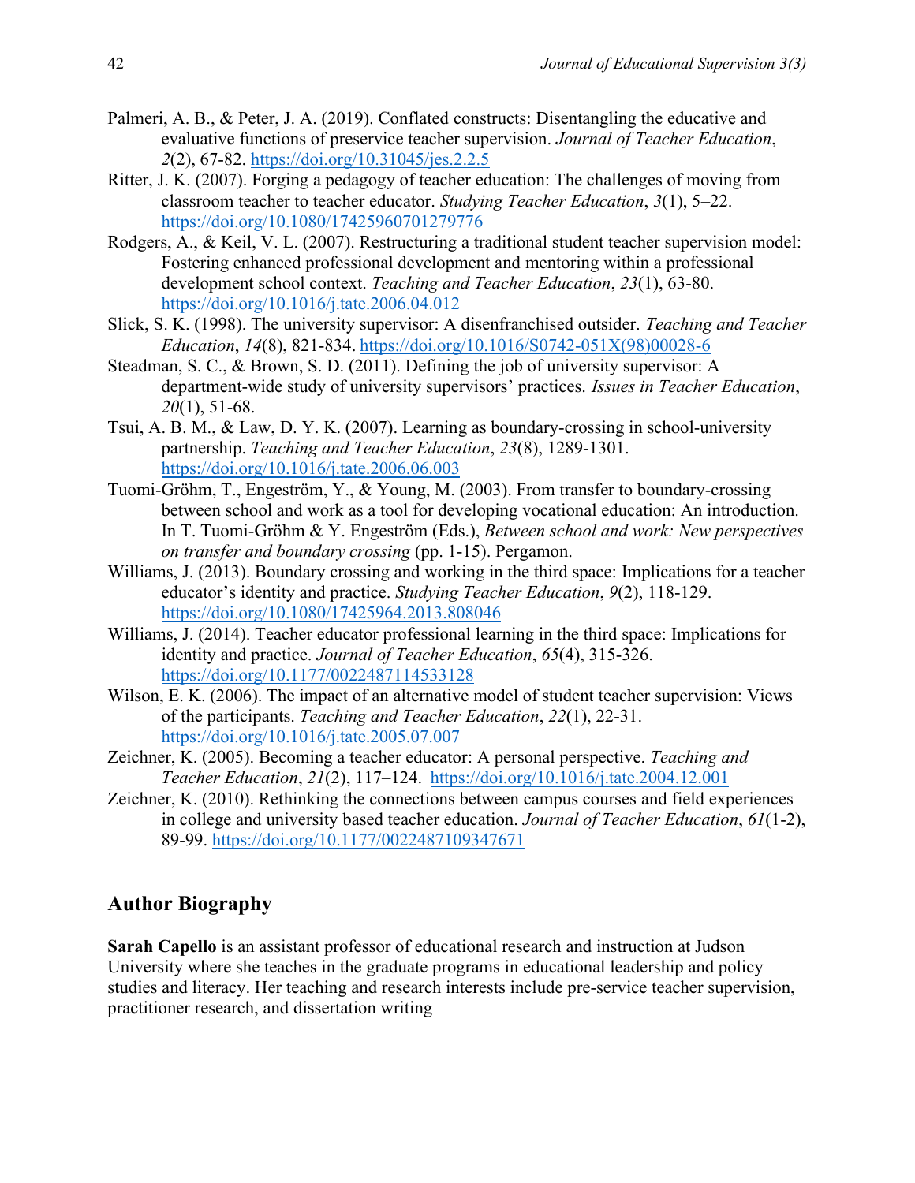Palmeri, A. B., & Peter, J. A. (2019). Conflated constructs: Disentangling the educative and evaluative functions of preservice teacher supervision. *Journal of Teacher Education*, *2*(2), 67-82. https://doi.org/10.31045/jes.2.2.5

Ritter, J. K. (2007). Forging a pedagogy of teacher education: The challenges of moving from classroom teacher to teacher educator. *Studying Teacher Education*, *3*(1), 5–22. https://doi.org/10.1080/17425960701279776

Rodgers, A., & Keil, V. L. (2007). Restructuring a traditional student teacher supervision model: Fostering enhanced professional development and mentoring within a professional development school context. *Teaching and Teacher Education*, *23*(1), 63-80. https://doi.org/10.1016/j.tate.2006.04.012

Slick, S. K. (1998). The university supervisor: A disenfranchised outsider. *Teaching and Teacher Education*, *14*(8), 821-834. https://doi.org/10.1016/S0742-051X(98)00028-6

Steadman, S. C., & Brown, S. D. (2011). Defining the job of university supervisor: A department-wide study of university supervisors' practices. *Issues in Teacher Education*, *20*(1), 51-68.

Tsui, A. B. M., & Law, D. Y. K. (2007). Learning as boundary-crossing in school-university partnership. *Teaching and Teacher Education*, *23*(8), 1289-1301. https://doi.org/10.1016/j.tate.2006.06.003

Tuomi-Gröhm, T., Engeström, Y., & Young, M. (2003). From transfer to boundary-crossing between school and work as a tool for developing vocational education: An introduction. In T. Tuomi-Gröhm & Y. Engeström (Eds.), *Between school and work: New perspectives on transfer and boundary crossing* (pp. 1-15). Pergamon.

Williams, J. (2013). Boundary crossing and working in the third space: Implications for a teacher educator's identity and practice. *Studying Teacher Education*, *9*(2), 118-129. https://doi.org/10.1080/17425964.2013.808046

Williams, J. (2014). Teacher educator professional learning in the third space: Implications for identity and practice. *Journal of Teacher Education*, *65*(4), 315-326. https://doi.org/10.1177/0022487114533128

Wilson, E. K. (2006). The impact of an alternative model of student teacher supervision: Views of the participants. *Teaching and Teacher Education*, *22*(1), 22-31. https://doi.org/10.1016/j.tate.2005.07.007

Zeichner, K. (2005). Becoming a teacher educator: A personal perspective. *Teaching and Teacher Education*, *21*(2), 117–124. https://doi.org/10.1016/j.tate.2004.12.001

Zeichner, K. (2010). Rethinking the connections between campus courses and field experiences in college and university based teacher education. *Journal of Teacher Education*, *61*(1-2), 89-99. https://doi.org/10.1177/0022487109347671

## Author Biography

**Sarah Capello** is an assistant professor of educational research and instruction at Judson University where she teaches in the graduate programs in educational leadership and policy studies and literacy. Her teaching and research interests include pre-service teacher supervision, practitioner research, and dissertation writing